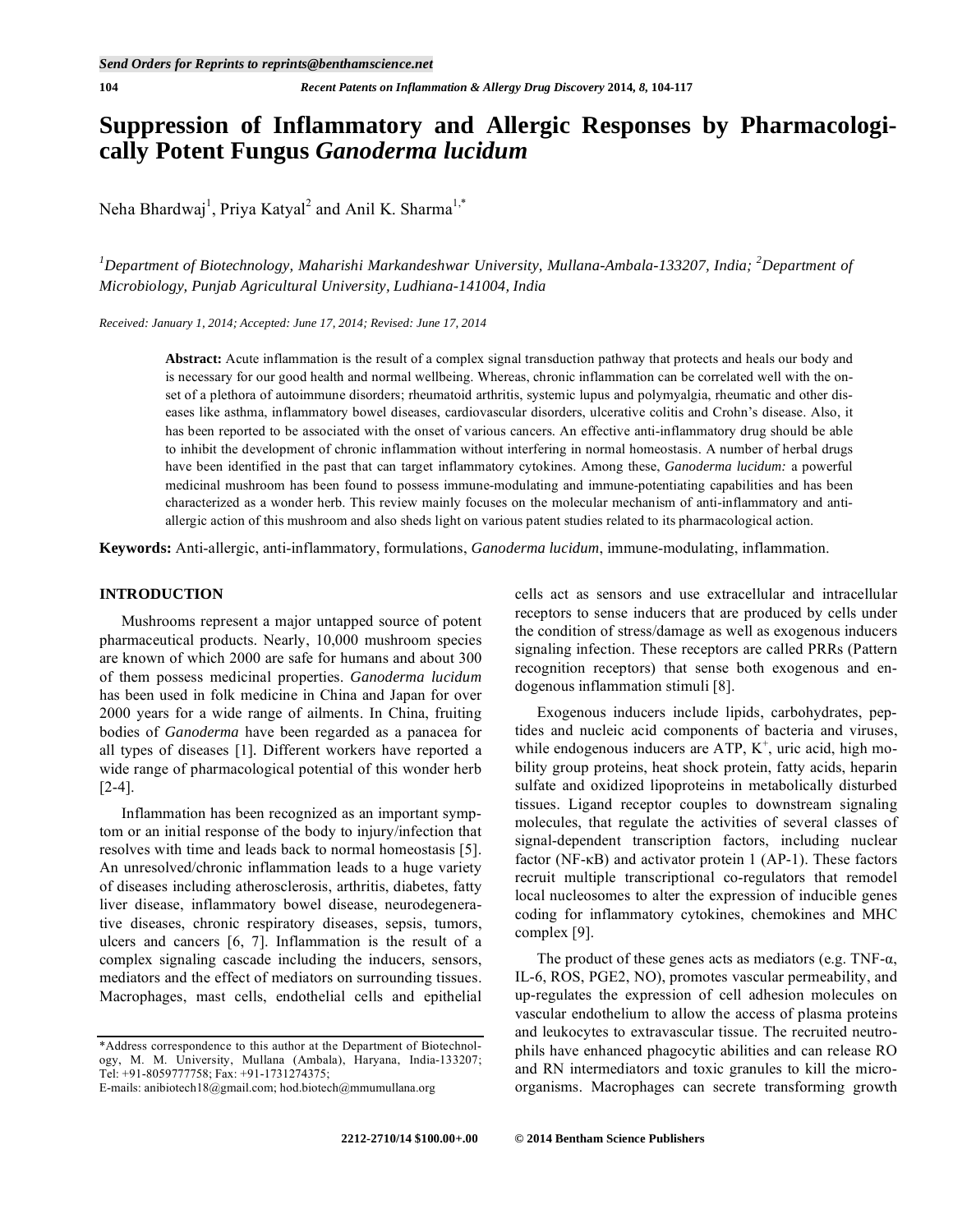# Suppression of Inflammatory and Allergic Responses by Pharmacologically Potent Fungus *Ganoderma lucidum*

Neha Bhardwaj[1], Priya Katyal[2] and Anil K. Sharma[1,*]

[1]*Department of Biotechnology, Maharishi Markandeshwar University, Mullana-Ambala-133207, India;* [2]*Department of Microbiology, Punjab Agricultural University, Ludhiana-141004, India*

*Received: January 1, 2014; Accepted: June 17, 2014; Revised: June 17, 2014*

**Abstract:** Acute inflammation is the result of a complex signal transduction pathway that protects and heals our body and is necessary for our good health and normal wellbeing. Whereas, chronic inflammation can be correlated well with the onset of a plethora of autoimmune disorders; rheumatoid arthritis, systemic lupus and polymyalgia, rheumatic and other diseases like asthma, inflammatory bowel diseases, cardiovascular disorders, ulcerative colitis and Crohn's disease. Also, it has been reported to be associated with the onset of various cancers. An effective anti-inflammatory drug should be able to inhibit the development of chronic inflammation without interfering in normal homeostasis. A number of herbal drugs have been identified in the past that can target inflammatory cytokines. Among these, *Ganoderma lucidum:* a powerful medicinal mushroom has been found to possess immune-modulating and immune-potentiating capabilities and has been characterized as a wonder herb. This review mainly focuses on the molecular mechanism of anti-inflammatory and anti-allergic action of this mushroom and also sheds light on various patent studies related to its pharmacological action.

**Keywords:** Anti-allergic, anti-inflammatory, formulations, *Ganoderma lucidum*, immune-modulating, inflammation.

## INTRODUCTION

Mushrooms represent a major untapped source of potent pharmaceutical products. Nearly, 10,000 mushroom species are known of which 2000 are safe for humans and about 300 of them possess medicinal properties. *Ganoderma lucidum* has been used in folk medicine in China and Japan for over 2000 years for a wide range of ailments. In China, fruiting bodies of *Ganoderma* have been regarded as a panacea for all types of diseases [1]. Different workers have reported a wide range of pharmacological potential of this wonder herb [2-4].

Inflammation has been recognized as an important symptom or an initial response of the body to injury/infection that resolves with time and leads back to normal homeostasis [5]. An unresolved/chronic inflammation leads to a huge variety of diseases including atherosclerosis, arthritis, diabetes, fatty liver disease, inflammatory bowel disease, neurodegenerative diseases, chronic respiratory diseases, sepsis, tumors, ulcers and cancers [6, 7]. Inflammation is the result of a complex signaling cascade including the inducers, sensors, mediators and the effect of mediators on surrounding tissues. Macrophages, mast cells, endothelial cells and epithelial cells act as sensors and use extracellular and intracellular receptors to sense inducers that are produced by cells under the condition of stress/damage as well as exogenous inducers signaling infection. These receptors are called PRRs (Pattern recognition receptors) that sense both exogenous and endogenous inflammation stimuli [8].

Exogenous inducers include lipids, carbohydrates, peptides and nucleic acid components of bacteria and viruses, while endogenous inducers are ATP, $K^+$, uric acid, high mobility group proteins, heat shock protein, fatty acids, heparin sulfate and oxidized lipoproteins in metabolically disturbed tissues. Ligand receptor couples to downstream signaling molecules, that regulate the activities of several classes of signal-dependent transcription factors, including nuclear factor (NF-κB) and activator protein 1 (AP-1). These factors recruit multiple transcriptional co-regulators that remodel local nucleosomes to alter the expression of inducible genes coding for inflammatory cytokines, chemokines and MHC complex [9].

The product of these genes acts as mediators (e.g. TNF-α, IL-6, ROS, PGE2, NO), promotes vascular permeability, and up-regulates the expression of cell adhesion molecules on vascular endothelium to allow the access of plasma proteins and leukocytes to extravascular tissue. The recruited neutrophils have enhanced phagocytic abilities and can release RO and RN intermediators and toxic granules to kill the microorganisms. Macrophages can secrete transforming growth

*Address correspondence to this author at the Department of Biotechnology, M. M. University, Mullana (Ambala), Haryana, India-133207; Tel: +91-8059777758; Fax: +91-1731274375;
E-mails: anibiotech18@gmail.com; hod.biotech@mmumullana.org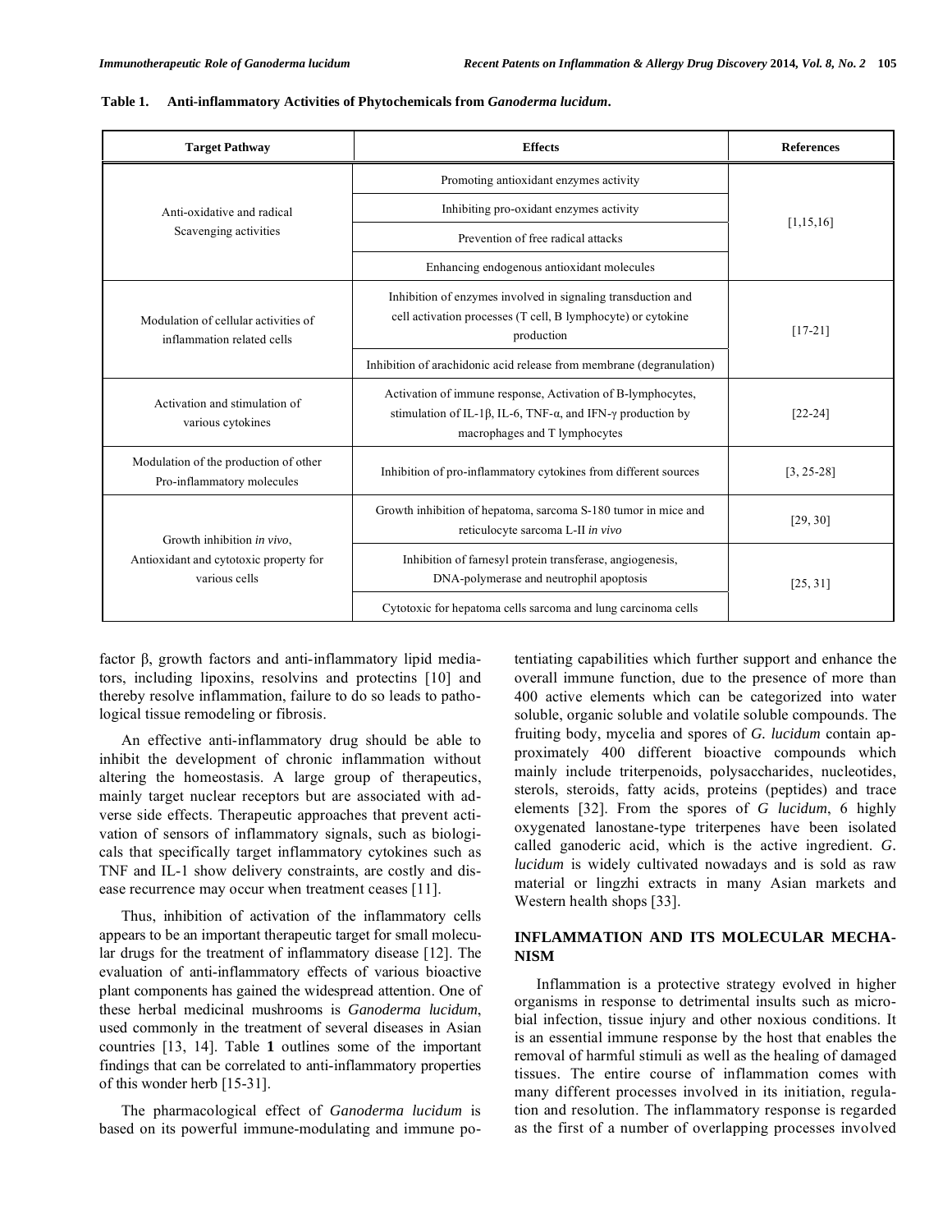**Table 1. Anti-inflammatory Activities of Phytochemicals from *Ganoderma lucidum*.**

| Target Pathway | Effects | References |
|---|---|---|
| Anti-oxidative and radical Scavenging activities | Promoting antioxidant enzymes activity | [1,15,16] |
| | Inhibiting pro-oxidant enzymes activity | |
| | Prevention of free radical attacks | |
| | Enhancing endogenous antioxidant molecules | |
| Modulation of cellular activities of inflammation related cells | Inhibition of enzymes involved in signaling transduction and cell activation processes (T cell, B lymphocyte) or cytokine production | [17-21] |
| | Inhibition of arachidonic acid release from membrane (degranulation) | |
| Activation and stimulation of various cytokines | Activation of immune response, Activation of B-lymphocytes, stimulation of IL-1β, IL-6, TNF-α, and IFN-γ production by macrophages and T lymphocytes | [22-24] |
| Modulation of the production of other Pro-inflammatory molecules | Inhibition of pro-inflammatory cytokines from different sources | [3, 25-28] |
| Growth inhibition *in vivo*, Antioxidant and cytotoxic property for various cells | Growth inhibition of hepatoma, sarcoma S-180 tumor in mice and reticulocyte sarcoma L-II *in vivo* | [29, 30] |
| | Inhibition of farnesyl protein transferase, angiogenesis, DNA-polymerase and neutrophil apoptosis | [25, 31] |
| | Cytotoxic for hepatoma cells sarcoma and lung carcinoma cells | |

factor β, growth factors and anti-inflammatory lipid mediators, including lipoxins, resolvins and protectins [10] and thereby resolve inflammation, failure to do so leads to pathological tissue remodeling or fibrosis.

An effective anti-inflammatory drug should be able to inhibit the development of chronic inflammation without altering the homeostasis. A large group of therapeutics, mainly target nuclear receptors but are associated with adverse side effects. Therapeutic approaches that prevent activation of sensors of inflammatory signals, such as biologicals that specifically target inflammatory cytokines such as TNF and IL-1 show delivery constraints, are costly and disease recurrence may occur when treatment ceases [11].

Thus, inhibition of activation of the inflammatory cells appears to be an important therapeutic target for small molecular drugs for the treatment of inflammatory disease [12]. The evaluation of anti-inflammatory effects of various bioactive plant components has gained the widespread attention. One of these herbal medicinal mushrooms is *Ganoderma lucidum*, used commonly in the treatment of several diseases in Asian countries [13, 14]. Table **1** outlines some of the important findings that can be correlated to anti-inflammatory properties of this wonder herb [15-31].

The pharmacological effect of *Ganoderma lucidum* is based on its powerful immune-modulating and immune potentiating capabilities which further support and enhance the overall immune function, due to the presence of more than 400 active elements which can be categorized into water soluble, organic soluble and volatile soluble compounds. The fruiting body, mycelia and spores of *G. lucidum* contain approximately 400 different bioactive compounds which mainly include triterpenoids, polysaccharides, nucleotides, sterols, steroids, fatty acids, proteins (peptides) and trace elements [32]. From the spores of *G lucidum*, 6 highly oxygenated lanostane-type triterpenes have been isolated called ganoderic acid, which is the active ingredient. *G. lucidum* is widely cultivated nowadays and is sold as raw material or lingzhi extracts in many Asian markets and Western health shops [33].

## INFLAMMATION AND ITS MOLECULAR MECHANISM

Inflammation is a protective strategy evolved in higher organisms in response to detrimental insults such as microbial infection, tissue injury and other noxious conditions. It is an essential immune response by the host that enables the removal of harmful stimuli as well as the healing of damaged tissues. The entire course of inflammation comes with many different processes involved in its initiation, regulation and resolution. The inflammatory response is regarded as the first of a number of overlapping processes involved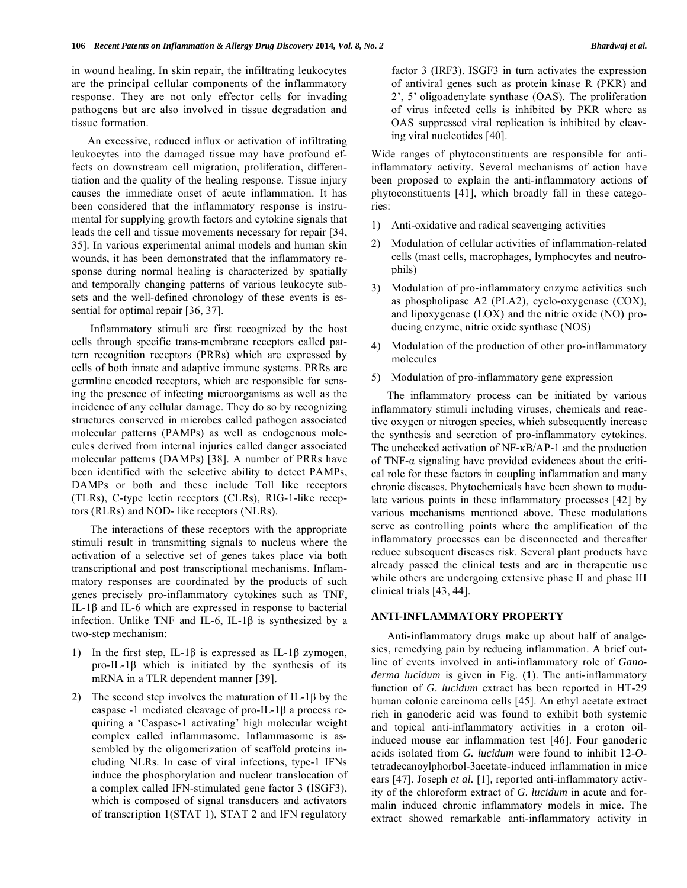in wound healing. In skin repair, the infiltrating leukocytes are the principal cellular components of the inflammatory response. They are not only effector cells for invading pathogens but are also involved in tissue degradation and tissue formation.

An excessive, reduced influx or activation of infiltrating leukocytes into the damaged tissue may have profound effects on downstream cell migration, proliferation, differentiation and the quality of the healing response. Tissue injury causes the immediate onset of acute inflammation. It has been considered that the inflammatory response is instrumental for supplying growth factors and cytokine signals that leads the cell and tissue movements necessary for repair [34, 35]. In various experimental animal models and human skin wounds, it has been demonstrated that the inflammatory response during normal healing is characterized by spatially and temporally changing patterns of various leukocyte subsets and the well-defined chronology of these events is essential for optimal repair [36, 37].

Inflammatory stimuli are first recognized by the host cells through specific trans-membrane receptors called pattern recognition receptors (PRRs) which are expressed by cells of both innate and adaptive immune systems. PRRs are germline encoded receptors, which are responsible for sensing the presence of infecting microorganisms as well as the incidence of any cellular damage. They do so by recognizing structures conserved in microbes called pathogen associated molecular patterns (PAMPs) as well as endogenous molecules derived from internal injuries called danger associated molecular patterns (DAMPs) [38]. A number of PRRs have been identified with the selective ability to detect PAMPs, DAMPs or both and these include Toll like receptors (TLRs), C-type lectin receptors (CLRs), RIG-1-like receptors (RLRs) and NOD- like receptors (NLRs).

The interactions of these receptors with the appropriate stimuli result in transmitting signals to nucleus where the activation of a selective set of genes takes place via both transcriptional and post transcriptional mechanisms. Inflammatory responses are coordinated by the products of such genes precisely pro-inflammatory cytokines such as TNF, IL-1β and IL-6 which are expressed in response to bacterial infection. Unlike TNF and IL-6, IL-1β is synthesized by a two-step mechanism:

1) In the first step, IL-1β is expressed as IL-1β zymogen, pro-IL-1β which is initiated by the synthesis of its mRNA in a TLR dependent manner [39].
2) The second step involves the maturation of IL-1β by the caspase -1 mediated cleavage of pro-IL-1β a process requiring a 'Caspase-1 activating' high molecular weight complex called inflammasome. Inflammasome is assembled by the oligomerization of scaffold proteins including NLRs. In case of viral infections, type-1 IFNs induce the phosphorylation and nuclear translocation of a complex called IFN-stimulated gene factor 3 (ISGF3), which is composed of signal transducers and activators of transcription 1(STAT 1), STAT 2 and IFN regulatory factor 3 (IRF3). ISGF3 in turn activates the expression of antiviral genes such as protein kinase R (PKR) and 2', 5' oligoadenylate synthase (OAS). The proliferation of virus infected cells is inhibited by PKR where as OAS suppressed viral replication is inhibited by cleaving viral nucleotides [40].

Wide ranges of phytoconstituents are responsible for anti-inflammatory activity. Several mechanisms of action have been proposed to explain the anti-inflammatory actions of phytoconstituents [41], which broadly fall in these categories:

1) Anti-oxidative and radical scavenging activities
2) Modulation of cellular activities of inflammation-related cells (mast cells, macrophages, lymphocytes and neutrophils)
3) Modulation of pro-inflammatory enzyme activities such as phospholipase A2 (PLA2), cyclo-oxygenase (COX), and lipoxygenase (LOX) and the nitric oxide (NO) producing enzyme, nitric oxide synthase (NOS)
4) Modulation of the production of other pro-inflammatory molecules
5) Modulation of pro-inflammatory gene expression

The inflammatory process can be initiated by various inflammatory stimuli including viruses, chemicals and reactive oxygen or nitrogen species, which subsequently increase the synthesis and secretion of pro-inflammatory cytokines. The unchecked activation of NF-κB/AP-1 and the production of TNF-α signaling have provided evidences about the critical role for these factors in coupling inflammation and many chronic diseases. Phytochemicals have been shown to modulate various points in these inflammatory processes [42] by various mechanisms mentioned above. These modulations serve as controlling points where the amplification of the inflammatory processes can be disconnected and thereafter reduce subsequent diseases risk. Several plant products have already passed the clinical tests and are in therapeutic use while others are undergoing extensive phase II and phase III clinical trials [43, 44].

## ANTI-INFLAMMATORY PROPERTY

Anti-inflammatory drugs make up about half of analgesics, remedying pain by reducing inflammation. A brief outline of events involved in anti-inflammatory role of *Ganoderma lucidum* is given in Fig. (**1**). The anti-inflammatory function of *G. lucidum* extract has been reported in HT-29 human colonic carcinoma cells [45]. An ethyl acetate extract rich in ganoderic acid was found to exhibit both systemic and topical anti-inflammatory activities in a croton oil-induced mouse ear inflammation test [46]. Four ganoderic acids isolated from *G. lucidum* were found to inhibit 12-*O*-tetradecanoylphorbol-3acetate-induced inflammation in mice ears [47]. Joseph *et al.* [1], reported anti-inflammatory activity of the chloroform extract of *G. lucidum* in acute and formalin induced chronic inflammatory models in mice. The extract showed remarkable anti-inflammatory activity in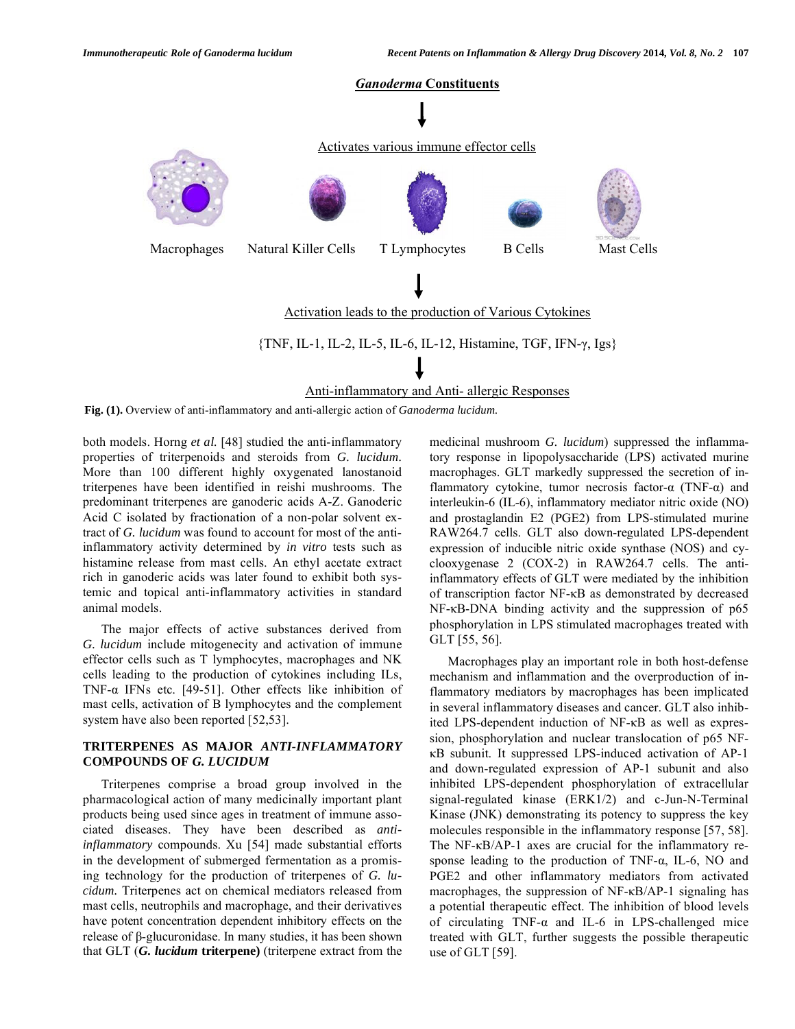## *Ganoderma* Constituents

↓

Activates various immune effector cells

Macrophages    Natural Killer Cells    T Lymphocytes    B Cells    Mast Cells

↓

Activation leads to the production of Various Cytokines

{TNF, IL-1, IL-2, IL-5, IL-6, IL-12, Histamine, TGF, IFN-γ, Igs}

↓

Anti-inflammatory and Anti- allergic Responses

**Fig. (1).** Overview of anti-inflammatory and anti-allergic action of *Ganoderma lucidum*.

both models. Horng *et al.* [48] studied the anti-inflammatory properties of triterpenoids and steroids from *G. lucidum*. More than 100 different highly oxygenated lanostanoid triterpenes have been identified in reishi mushrooms. The predominant triterpenes are ganoderic acids A-Z. Ganoderic Acid C isolated by fractionation of a non-polar solvent extract of *G. lucidum* was found to account for most of the anti-inflammatory activity determined by *in vitro* tests such as histamine release from mast cells. An ethyl acetate extract rich in ganoderic acids was later found to exhibit both systemic and topical anti-inflammatory activities in standard animal models.

The major effects of active substances derived from *G. lucidum* include mitogenecity and activation of immune effector cells such as T lymphocytes, macrophages and NK cells leading to the production of cytokines including ILs, TNF-α IFNs etc. [49-51]. Other effects like inhibition of mast cells, activation of B lymphocytes and the complement system have also been reported [52,53].

## TRITERPENES AS MAJOR *ANTI-INFLAMMATORY* COMPOUNDS OF *G. LUCIDUM*

Triterpenes comprise a broad group involved in the pharmacological action of many medicinally important plant products being used since ages in treatment of immune associated diseases. They have been described as *anti-inflammatory* compounds. Xu [54] made substantial efforts in the development of submerged fermentation as a promising technology for the production of triterpenes of *G. lucidum*. Triterpenes act on chemical mediators released from mast cells, neutrophils and macrophage, and their derivatives have potent concentration dependent inhibitory effects on the release of β-glucuronidase. In many studies, it has been shown that GLT (***G. lucidum*** **triterpene)** (triterpene extract from the medicinal mushroom *G. lucidum*) suppressed the inflammatory response in lipopolysaccharide (LPS) activated murine macrophages. GLT markedly suppressed the secretion of inflammatory cytokine, tumor necrosis factor-α (TNF-α) and interleukin-6 (IL-6), inflammatory mediator nitric oxide (NO) and prostaglandin E2 (PGE2) from LPS-stimulated murine RAW264.7 cells. GLT also down-regulated LPS-dependent expression of inducible nitric oxide synthase (NOS) and cyclooxygenase 2 (COX-2) in RAW264.7 cells. The anti-inflammatory effects of GLT were mediated by the inhibition of transcription factor NF-κB as demonstrated by decreased NF-κB-DNA binding activity and the suppression of p65 phosphorylation in LPS stimulated macrophages treated with GLT [55, 56].

Macrophages play an important role in both host-defense mechanism and inflammation and the overproduction of inflammatory mediators by macrophages has been implicated in several inflammatory diseases and cancer. GLT also inhibited LPS-dependent induction of NF-κB as well as expression, phosphorylation and nuclear translocation of p65 NF-κB subunit. It suppressed LPS-induced activation of AP-1 and down-regulated expression of AP-1 subunit and also inhibited LPS-dependent phosphorylation of extracellular signal-regulated kinase (ERK1/2) and c-Jun-N-Terminal Kinase (JNK) demonstrating its potency to suppress the key molecules responsible in the inflammatory response [57, 58]. The NF-κB/AP-1 axes are crucial for the inflammatory response leading to the production of TNF-α, IL-6, NO and PGE2 and other inflammatory mediators from activated macrophages, the suppression of NF-κB/AP-1 signaling has a potential therapeutic effect. The inhibition of blood levels of circulating TNF-α and IL-6 in LPS-challenged mice treated with GLT, further suggests the possible therapeutic use of GLT [59].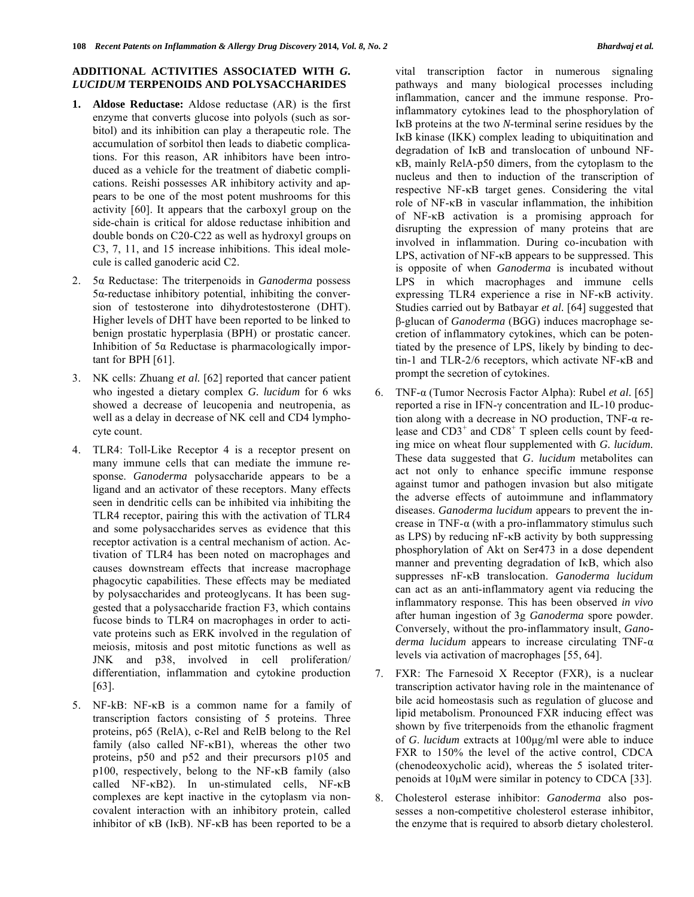## ADDITIONAL ACTIVITIES ASSOCIATED WITH *G. LUCIDUM* TERPENOIDS AND POLYSACCHARIDES

1. **Aldose Reductase:** Aldose reductase (AR) is the first enzyme that converts glucose into polyols (such as sorbitol) and its inhibition can play a therapeutic role. The accumulation of sorbitol then leads to diabetic complications. For this reason, AR inhibitors have been introduced as a vehicle for the treatment of diabetic complications. Reishi possesses AR inhibitory activity and appears to be one of the most potent mushrooms for this activity [60]. It appears that the carboxyl group on the side-chain is critical for aldose reductase inhibition and double bonds on C20-C22 as well as hydroxyl groups on C3, 7, 11, and 15 increase inhibitions. This ideal molecule is called ganoderic acid C2.

2. 5α Reductase: The triterpenoids in *Ganoderma* possess 5α-reductase inhibitory potential, inhibiting the conversion of testosterone into dihydrotestosterone (DHT). Higher levels of DHT have been reported to be linked to benign prostatic hyperplasia (BPH) or prostatic cancer. Inhibition of 5α Reductase is pharmacologically important for BPH [61].

3. NK cells: Zhuang *et al.* [62] reported that cancer patient who ingested a dietary complex *G. lucidum* for 6 wks showed a decrease of leucopenia and neutropenia, as well as a delay in decrease of NK cell and CD4 lymphocyte count.

4. TLR4: Toll-Like Receptor 4 is a receptor present on many immune cells that can mediate the immune response. *Ganoderma* polysaccharide appears to be a ligand and an activator of these receptors. Many effects seen in dendritic cells can be inhibited via inhibiting the TLR4 receptor, pairing this with the activation of TLR4 and some polysaccharides serves as evidence that this receptor activation is a central mechanism of action. Activation of TLR4 has been noted on macrophages and causes downstream effects that increase macrophage phagocytic capabilities. These effects may be mediated by polysaccharides and proteoglycans. It has been suggested that a polysaccharide fraction F3, which contains fucose binds to TLR4 on macrophages in order to activate proteins such as ERK involved in the regulation of meiosis, mitosis and post mitotic functions as well as JNK and p38, involved in cell proliferation/ differentiation, inflammation and cytokine production [63].

5. NF-kB: NF-κB is a common name for a family of transcription factors consisting of 5 proteins. Three proteins, p65 (RelA), c-Rel and RelB belong to the Rel family (also called NF-κB1), whereas the other two proteins, p50 and p52 and their precursors p105 and p100, respectively, belong to the NF-κB family (also called NF-κB2). In un-stimulated cells, NF-κB complexes are kept inactive in the cytoplasm via non-covalent interaction with an inhibitory protein, called inhibitor of κB (IκB). NF-κB has been reported to be a vital transcription factor in numerous signaling pathways and many biological processes including inflammation, cancer and the immune response. Pro-inflammatory cytokines lead to the phosphorylation of IκB proteins at the two *N*-terminal serine residues by the IκB kinase (IKK) complex leading to ubiquitination and degradation of IκB and translocation of unbound NF-κB, mainly RelA-p50 dimers, from the cytoplasm to the nucleus and then to induction of the transcription of respective NF-κB target genes. Considering the vital role of NF-κB in vascular inflammation, the inhibition of NF-κB activation is a promising approach for disrupting the expression of many proteins that are involved in inflammation. During co-incubation with LPS, activation of NF-κB appears to be suppressed. This is opposite of when *Ganoderma* is incubated without LPS in which macrophages and immune cells expressing TLR4 experience a rise in NF-κB activity. Studies carried out by Batbayar *et al.* [64] suggested that β-glucan of *Ganoderma* (BGG) induces macrophage secretion of inflammatory cytokines, which can be potentiated by the presence of LPS, likely by binding to dectin-1 and TLR-2/6 receptors, which activate NF-κB and prompt the secretion of cytokines.

6. TNF-α (Tumor Necrosis Factor Alpha): Rubel *et al.* [65] reported a rise in IFN-γ concentration and IL-10 production along with a decrease in NO production, TNF-α release and $CD3^+$ and $CD8^+$ T spleen cells count by feeding mice on wheat flour supplemented with *G. lucidum.* These data suggested that *G. lucidum* metabolites can act not only to enhance specific immune response against tumor and pathogen invasion but also mitigate the adverse effects of autoimmune and inflammatory diseases. *Ganoderma lucidum* appears to prevent the increase in TNF-α (with a pro-inflammatory stimulus such as LPS) by reducing nF-κB activity by both suppressing phosphorylation of Akt on Ser473 in a dose dependent manner and preventing degradation of IκB, which also suppresses nF-κB translocation. *Ganoderma lucidum* can act as an anti-inflammatory agent via reducing the inflammatory response. This has been observed *in vivo* after human ingestion of 3g *Ganoderma* spore powder. Conversely, without the pro-inflammatory insult, *Ganoderma lucidum* appears to increase circulating TNF-α levels via activation of macrophages [55, 64].

7. FXR: The Farnesoid X Receptor (FXR), is a nuclear transcription activator having role in the maintenance of bile acid homeostasis such as regulation of glucose and lipid metabolism. Pronounced FXR inducing effect was shown by five triterpenoids from the ethanolic fragment of *G. lucidum* extracts at 100μg/ml were able to induce FXR to 150% the level of the active control, CDCA (chenodeoxycholic acid), whereas the 5 isolated triterpenoids at 10μM were similar in potency to CDCA [33].

8. Cholesterol esterase inhibitor: *Ganoderma* also possesses a non-competitive cholesterol esterase inhibitor, the enzyme that is required to absorb dietary cholesterol.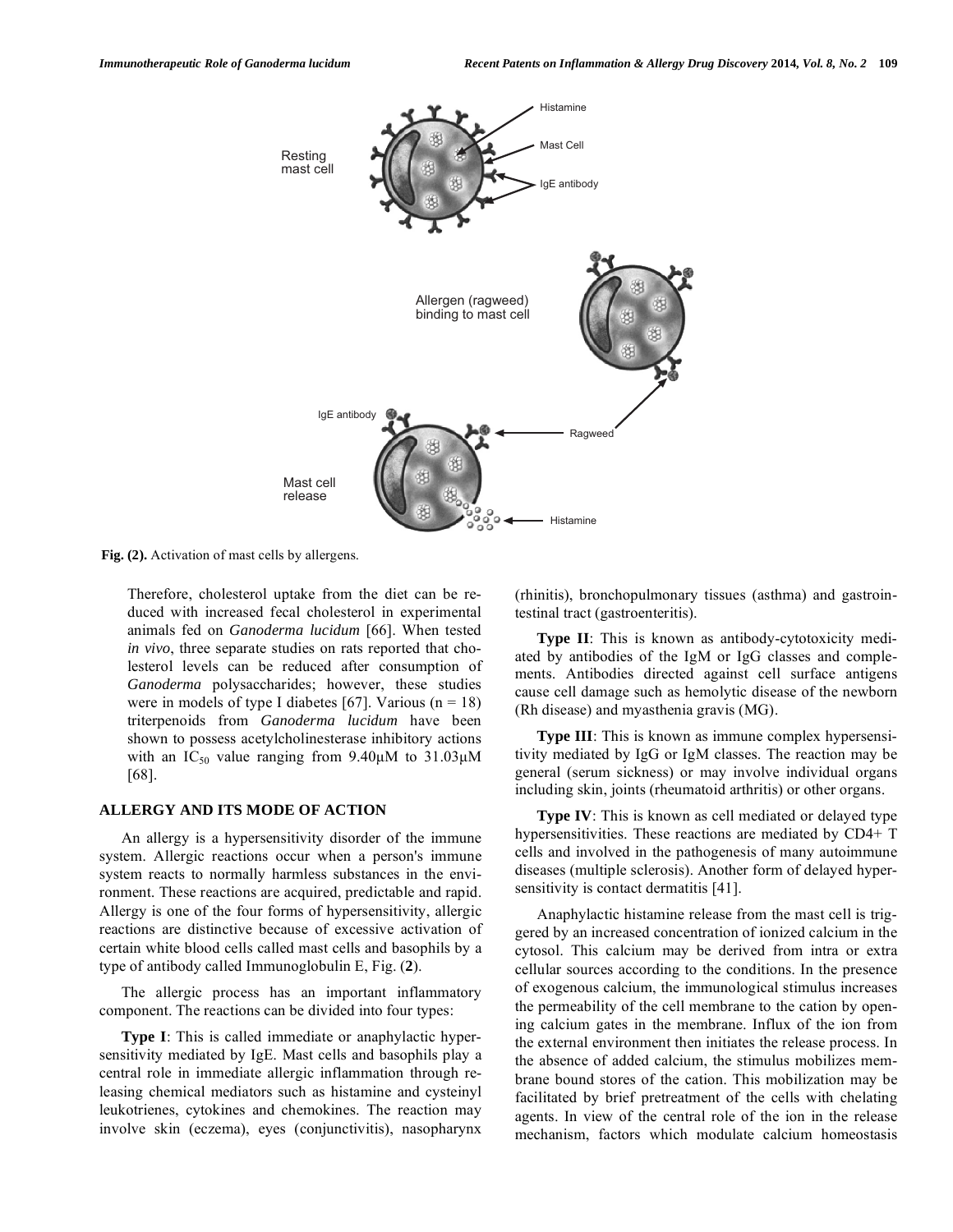Fig. (2). Activation of mast cells by allergens.

Therefore, cholesterol uptake from the diet can be reduced with increased fecal cholesterol in experimental animals fed on *Ganoderma lucidum* [66]. When tested *in vivo*, three separate studies on rats reported that cholesterol levels can be reduced after consumption of *Ganoderma* polysaccharides; however, these studies were in models of type I diabetes [67]. Various (n = 18) triterpenoids from *Ganoderma lucidum* have been shown to possess acetylcholinesterase inhibitory actions with an $IC_{50}$ value ranging from 9.40μM to 31.03μM [68].

## ALLERGY AND ITS MODE OF ACTION

An allergy is a hypersensitivity disorder of the immune system. Allergic reactions occur when a person's immune system reacts to normally harmless substances in the environment. These reactions are acquired, predictable and rapid. Allergy is one of the four forms of hypersensitivity, allergic reactions are distinctive because of excessive activation of certain white blood cells called mast cells and basophils by a type of antibody called Immunoglobulin E, Fig. (**2**).

The allergic process has an important inflammatory component. The reactions can be divided into four types:

**Type I**: This is called immediate or anaphylactic hypersensitivity mediated by IgE. Mast cells and basophils play a central role in immediate allergic inflammation through releasing chemical mediators such as histamine and cysteinyl leukotrienes, cytokines and chemokines. The reaction may involve skin (eczema), eyes (conjunctivitis), nasopharynx (rhinitis), bronchopulmonary tissues (asthma) and gastrointestinal tract (gastroenteritis).

**Type II**: This is known as antibody-cytotoxicity mediated by antibodies of the IgM or IgG classes and complements. Antibodies directed against cell surface antigens cause cell damage such as hemolytic disease of the newborn (Rh disease) and myasthenia gravis (MG).

**Type III**: This is known as immune complex hypersensitivity mediated by IgG or IgM classes. The reaction may be general (serum sickness) or may involve individual organs including skin, joints (rheumatoid arthritis) or other organs.

**Type IV**: This is known as cell mediated or delayed type hypersensitivities. These reactions are mediated by CD4+ T cells and involved in the pathogenesis of many autoimmune diseases (multiple sclerosis). Another form of delayed hypersensitivity is contact dermatitis [41].

Anaphylactic histamine release from the mast cell is triggered by an increased concentration of ionized calcium in the cytosol. This calcium may be derived from intra or extra cellular sources according to the conditions. In the presence of exogenous calcium, the immunological stimulus increases the permeability of the cell membrane to the cation by opening calcium gates in the membrane. Influx of the ion from the external environment then initiates the release process. In the absence of added calcium, the stimulus mobilizes membrane bound stores of the cation. This mobilization may be facilitated by brief pretreatment of the cells with chelating agents. In view of the central role of the ion in the release mechanism, factors which modulate calcium homeostasis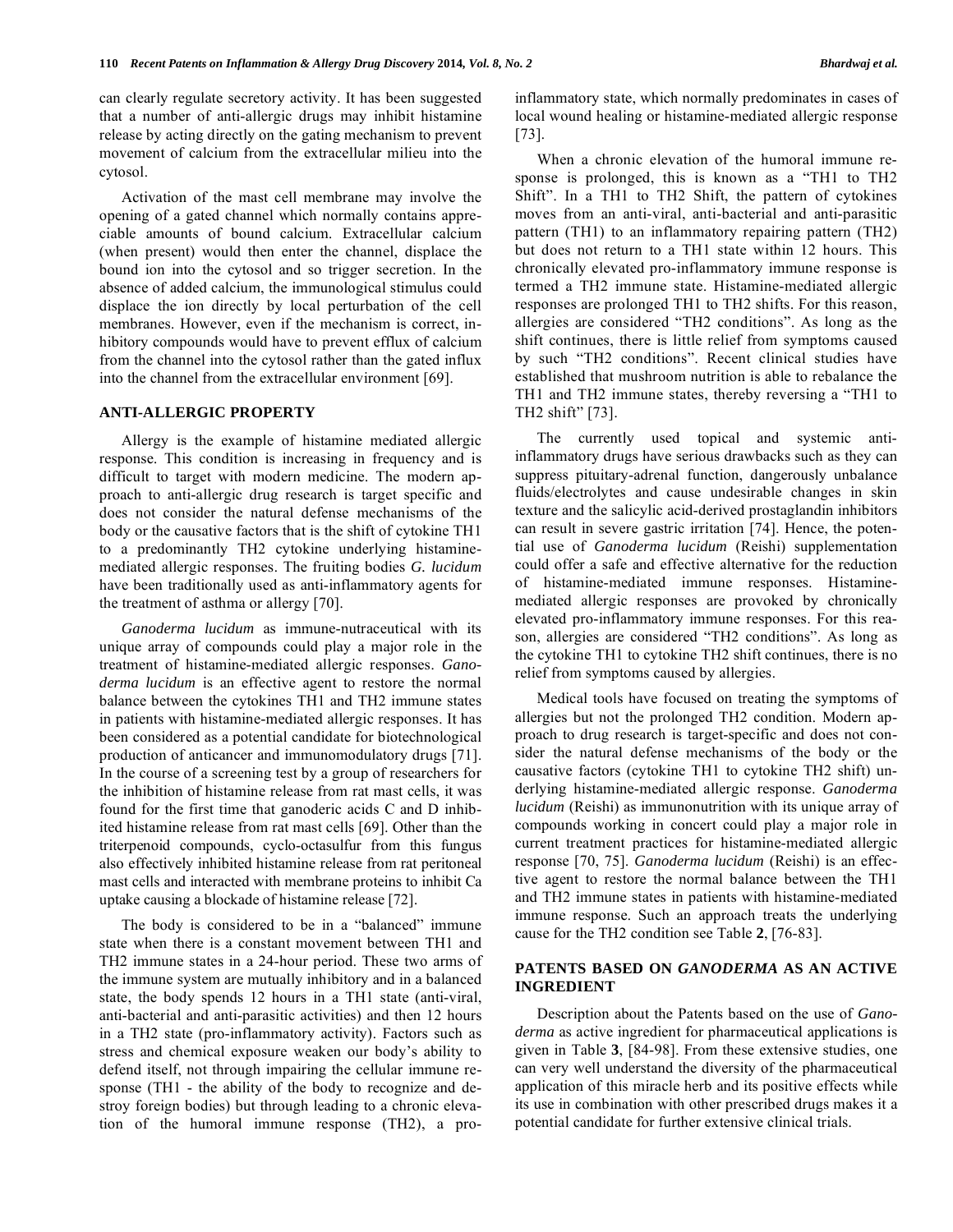can clearly regulate secretory activity. It has been suggested that a number of anti-allergic drugs may inhibit histamine release by acting directly on the gating mechanism to prevent movement of calcium from the extracellular milieu into the cytosol.

Activation of the mast cell membrane may involve the opening of a gated channel which normally contains appreciable amounts of bound calcium. Extracellular calcium (when present) would then enter the channel, displace the bound ion into the cytosol and so trigger secretion. In the absence of added calcium, the immunological stimulus could displace the ion directly by local perturbation of the cell membranes. However, even if the mechanism is correct, inhibitory compounds would have to prevent efflux of calcium from the channel into the cytosol rather than the gated influx into the channel from the extracellular environment [69].

## ANTI-ALLERGIC PROPERTY

Allergy is the example of histamine mediated allergic response. This condition is increasing in frequency and is difficult to target with modern medicine. The modern approach to anti-allergic drug research is target specific and does not consider the natural defense mechanisms of the body or the causative factors that is the shift of cytokine TH1 to a predominantly TH2 cytokine underlying histamine-mediated allergic responses. The fruiting bodies *G. lucidum* have been traditionally used as anti-inflammatory agents for the treatment of asthma or allergy [70].

*Ganoderma lucidum* as immune-nutraceutical with its unique array of compounds could play a major role in the treatment of histamine-mediated allergic responses. *Ganoderma lucidum* is an effective agent to restore the normal balance between the cytokines TH1 and TH2 immune states in patients with histamine-mediated allergic responses. It has been considered as a potential candidate for biotechnological production of anticancer and immunomodulatory drugs [71]. In the course of a screening test by a group of researchers for the inhibition of histamine release from rat mast cells, it was found for the first time that ganoderic acids C and D inhibited histamine release from rat mast cells [69]. Other than the triterpenoid compounds, cyclo-octasulfur from this fungus also effectively inhibited histamine release from rat peritoneal mast cells and interacted with membrane proteins to inhibit Ca uptake causing a blockade of histamine release [72].

The body is considered to be in a "balanced" immune state when there is a constant movement between TH1 and TH2 immune states in a 24-hour period. These two arms of the immune system are mutually inhibitory and in a balanced state, the body spends 12 hours in a TH1 state (anti-viral, anti-bacterial and anti-parasitic activities) and then 12 hours in a TH2 state (pro-inflammatory activity). Factors such as stress and chemical exposure weaken our body's ability to defend itself, not through impairing the cellular immune response (TH1 - the ability of the body to recognize and destroy foreign bodies) but through leading to a chronic elevation of the humoral immune response (TH2), a pro-inflammatory state, which normally predominates in cases of local wound healing or histamine-mediated allergic response [73].

When a chronic elevation of the humoral immune response is prolonged, this is known as a "TH1 to TH2 Shift". In a TH1 to TH2 Shift, the pattern of cytokines moves from an anti-viral, anti-bacterial and anti-parasitic pattern (TH1) to an inflammatory repairing pattern (TH2) but does not return to a TH1 state within 12 hours. This chronically elevated pro-inflammatory immune response is termed a TH2 immune state. Histamine-mediated allergic responses are prolonged TH1 to TH2 shifts. For this reason, allergies are considered "TH2 conditions". As long as the shift continues, there is little relief from symptoms caused by such "TH2 conditions". Recent clinical studies have established that mushroom nutrition is able to rebalance the TH1 and TH2 immune states, thereby reversing a "TH1 to TH2 shift" [73].

The currently used topical and systemic anti-inflammatory drugs have serious drawbacks such as they can suppress pituitary-adrenal function, dangerously unbalance fluids/electrolytes and cause undesirable changes in skin texture and the salicylic acid-derived prostaglandin inhibitors can result in severe gastric irritation [74]. Hence, the potential use of *Ganoderma lucidum* (Reishi) supplementation could offer a safe and effective alternative for the reduction of histamine-mediated immune responses. Histamine-mediated allergic responses are provoked by chronically elevated pro-inflammatory immune responses. For this reason, allergies are considered "TH2 conditions". As long as the cytokine TH1 to cytokine TH2 shift continues, there is no relief from symptoms caused by allergies.

Medical tools have focused on treating the symptoms of allergies but not the prolonged TH2 condition. Modern approach to drug research is target-specific and does not consider the natural defense mechanisms of the body or the causative factors (cytokine TH1 to cytokine TH2 shift) underlying histamine-mediated allergic response. *Ganoderma lucidum* (Reishi) as immunonutrition with its unique array of compounds working in concert could play a major role in current treatment practices for histamine-mediated allergic response [70, 75]. *Ganoderma lucidum* (Reishi) is an effective agent to restore the normal balance between the TH1 and TH2 immune states in patients with histamine-mediated immune response. Such an approach treats the underlying cause for the TH2 condition see Table **2**, [76-83].

## PATENTS BASED ON *GANODERMA* AS AN ACTIVE INGREDIENT

Description about the Patents based on the use of *Ganoderma* as active ingredient for pharmaceutical applications is given in Table **3**, [84-98]. From these extensive studies, one can very well understand the diversity of the pharmaceutical application of this miracle herb and its positive effects while its use in combination with other prescribed drugs makes it a potential candidate for further extensive clinical trials.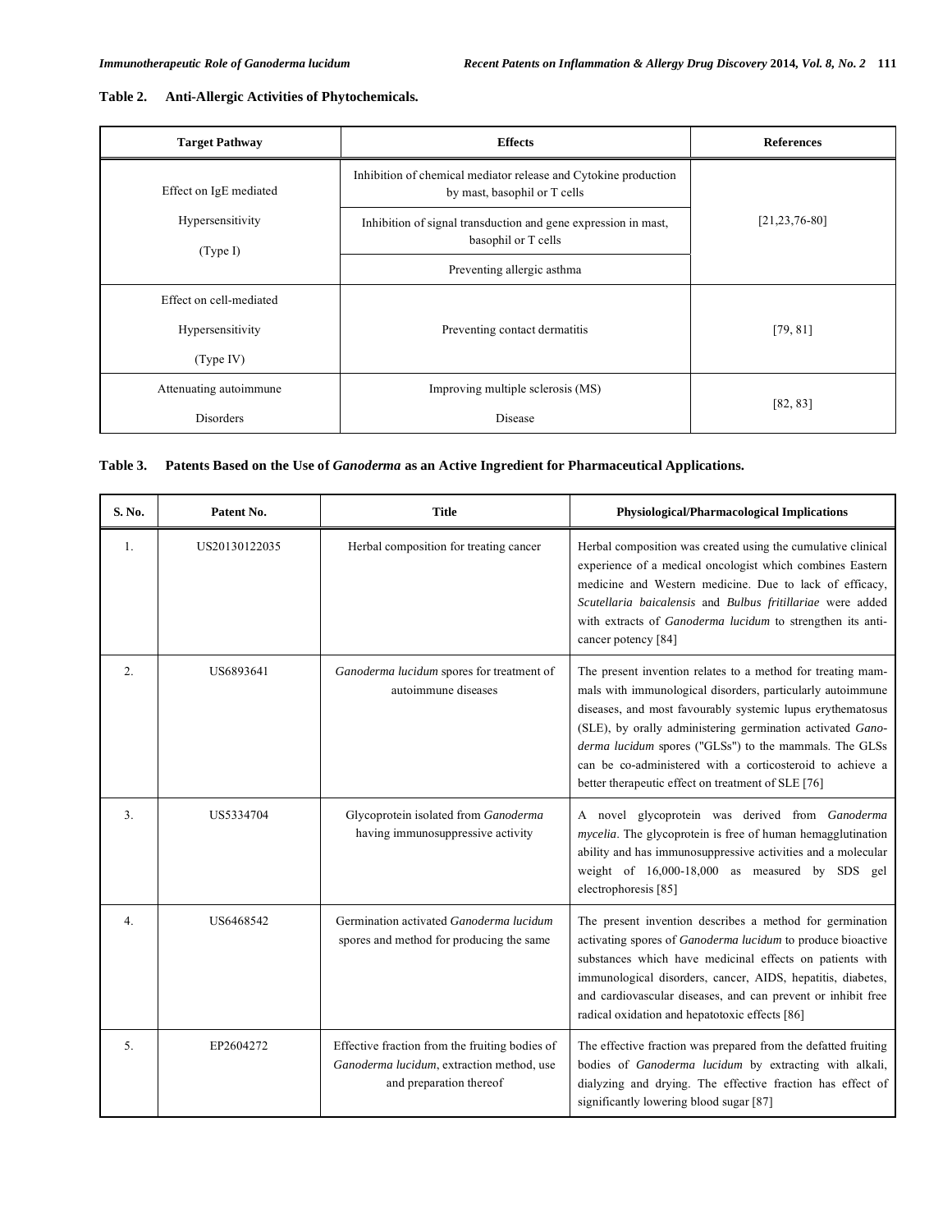**Table 2. Anti-Allergic Activities of Phytochemicals.**

| Target Pathway | Effects | References |
|---|---|---|
| Effect on IgE mediated Hypersensitivity (Type I) | Inhibition of chemical mediator release and Cytokine production by mast, basophil or T cells | [21,23,76-80] |
| | Inhibition of signal transduction and gene expression in mast, basophil or T cells | |
| | Preventing allergic asthma | |
| Effect on cell-mediated Hypersensitivity (Type IV) | Preventing contact dermatitis | [79, 81] |
| Attenuating autoimmune Disorders | Improving multiple sclerosis (MS) Disease | [82, 83] |

**Table 3. Patents Based on the Use of *Ganoderma* as an Active Ingredient for Pharmaceutical Applications.**

| S. No. | Patent No. | Title | Physiological/Pharmacological Implications |
|---|---|---|---|
| 1. | US20130122035 | Herbal composition for treating cancer | Herbal composition was created using the cumulative clinical experience of a medical oncologist which combines Eastern medicine and Western medicine. Due to lack of efficacy, *Scutellaria baicalensis* and *Bulbus fritillariae* were added with extracts of *Ganoderma lucidum* to strengthen its anti-cancer potency [84] |
| 2. | US6893641 | *Ganoderma lucidum* spores for treatment of autoimmune diseases | The present invention relates to a method for treating mammals with immunological disorders, particularly autoimmune diseases, and most favourably systemic lupus erythematosus (SLE), by orally administering germination activated *Ganoderma lucidum* spores ("GLSs") to the mammals. The GLSs can be co-administered with a corticosteroid to achieve a better therapeutic effect on treatment of SLE [76] |
| 3. | US5334704 | Glycoprotein isolated from *Ganoderma* having immunosuppressive activity | A novel glycoprotein was derived from *Ganoderma mycelia*. The glycoprotein is free of human hemagglutination ability and has immunosuppressive activities and a molecular weight of 16,000-18,000 as measured by SDS gel electrophoresis [85] |
| 4. | US6468542 | Germination activated *Ganoderma lucidum* spores and method for producing the same | The present invention describes a method for germination activating spores of *Ganoderma lucidum* to produce bioactive substances which have medicinal effects on patients with immunological disorders, cancer, AIDS, hepatitis, diabetes, and cardiovascular diseases, and can prevent or inhibit free radical oxidation and hepatotoxic effects [86] |
| 5. | EP2604272 | Effective fraction from the fruiting bodies of *Ganoderma lucidum*, extraction method, use and preparation thereof | The effective fraction was prepared from the defatted fruiting bodies of *Ganoderma lucidum* by extracting with alkali, dialyzing and drying. The effective fraction has effect of significantly lowering blood sugar [87] |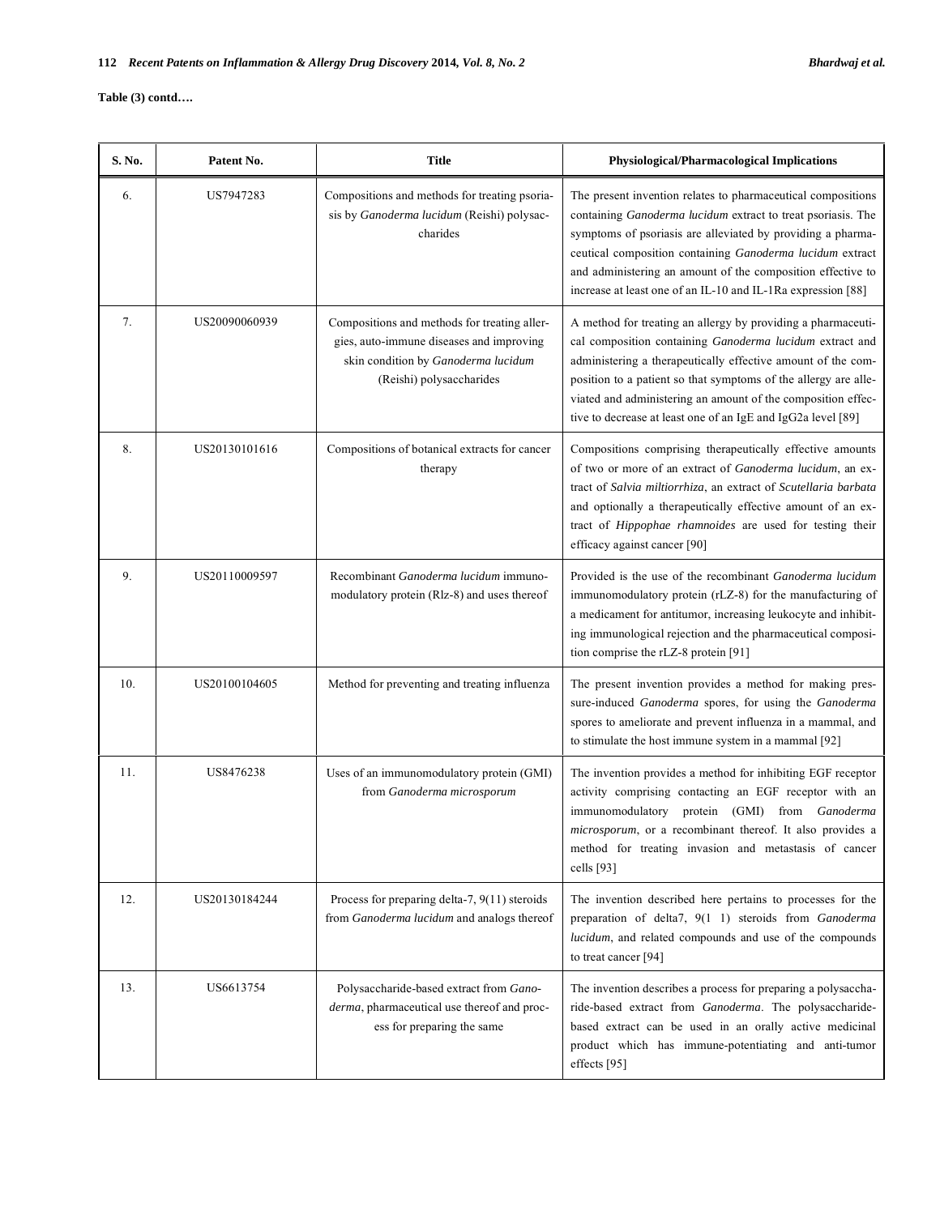**Table (3) contd….**

| S. No. | Patent No. | Title | Physiological/Pharmacological Implications |
|---|---|---|---|
| 6. | US7947283 | Compositions and methods for treating psoriasis by *Ganoderma lucidum* (Reishi) polysaccharides | The present invention relates to pharmaceutical compositions containing *Ganoderma lucidum* extract to treat psoriasis. The symptoms of psoriasis are alleviated by providing a pharmaceutical composition containing *Ganoderma lucidum* extract and administering an amount of the composition effective to increase at least one of an IL-10 and IL-1Ra expression [88] |
| 7. | US20090060939 | Compositions and methods for treating allergies, auto-immune diseases and improving skin condition by *Ganoderma lucidum* (Reishi) polysaccharides | A method for treating an allergy by providing a pharmaceutical composition containing *Ganoderma lucidum* extract and administering a therapeutically effective amount of the composition to a patient so that symptoms of the allergy are alleviated and administering an amount of the composition effective to decrease at least one of an IgE and IgG2a level [89] |
| 8. | US20130101616 | Compositions of botanical extracts for cancer therapy | Compositions comprising therapeutically effective amounts of two or more of an extract of *Ganoderma lucidum*, an extract of *Salvia miltiorrhiza*, an extract of *Scutellaria barbata* and optionally a therapeutically effective amount of an extract of *Hippophae rhamnoides* are used for testing their efficacy against cancer [90] |
| 9. | US20110009597 | Recombinant *Ganoderma lucidum* immunomodulatory protein (Rlz-8) and uses thereof | Provided is the use of the recombinant *Ganoderma lucidum* immunomodulatory protein (rLZ-8) for the manufacturing of a medicament for antitumor, increasing leukocyte and inhibiting immunological rejection and the pharmaceutical composition comprise the rLZ-8 protein [91] |
| 10. | US20100104605 | Method for preventing and treating influenza | The present invention provides a method for making pressure-induced *Ganoderma* spores, for using the *Ganoderma* spores to ameliorate and prevent influenza in a mammal, and to stimulate the host immune system in a mammal [92] |
| 11. | US8476238 | Uses of an immunomodulatory protein (GMI) from *Ganoderma microsporum* | The invention provides a method for inhibiting EGF receptor activity comprising contacting an EGF receptor with an immunomodulatory protein (GMI) from *Ganoderma microsporum*, or a recombinant thereof. It also provides a method for treating invasion and metastasis of cancer cells [93] |
| 12. | US20130184244 | Process for preparing delta-7, 9(11) steroids from *Ganoderma lucidum* and analogs thereof | The invention described here pertains to processes for the preparation of delta7, 9(1 1) steroids from *Ganoderma lucidum*, and related compounds and use of the compounds to treat cancer [94] |
| 13. | US6613754 | Polysaccharide-based extract from *Ganoderma*, pharmaceutical use thereof and process for preparing the same | The invention describes a process for preparing a polysaccharide-based extract from *Ganoderma*. The polysaccharide-based extract can be used in an orally active medicinal product which has immune-potentiating and anti-tumor effects [95] |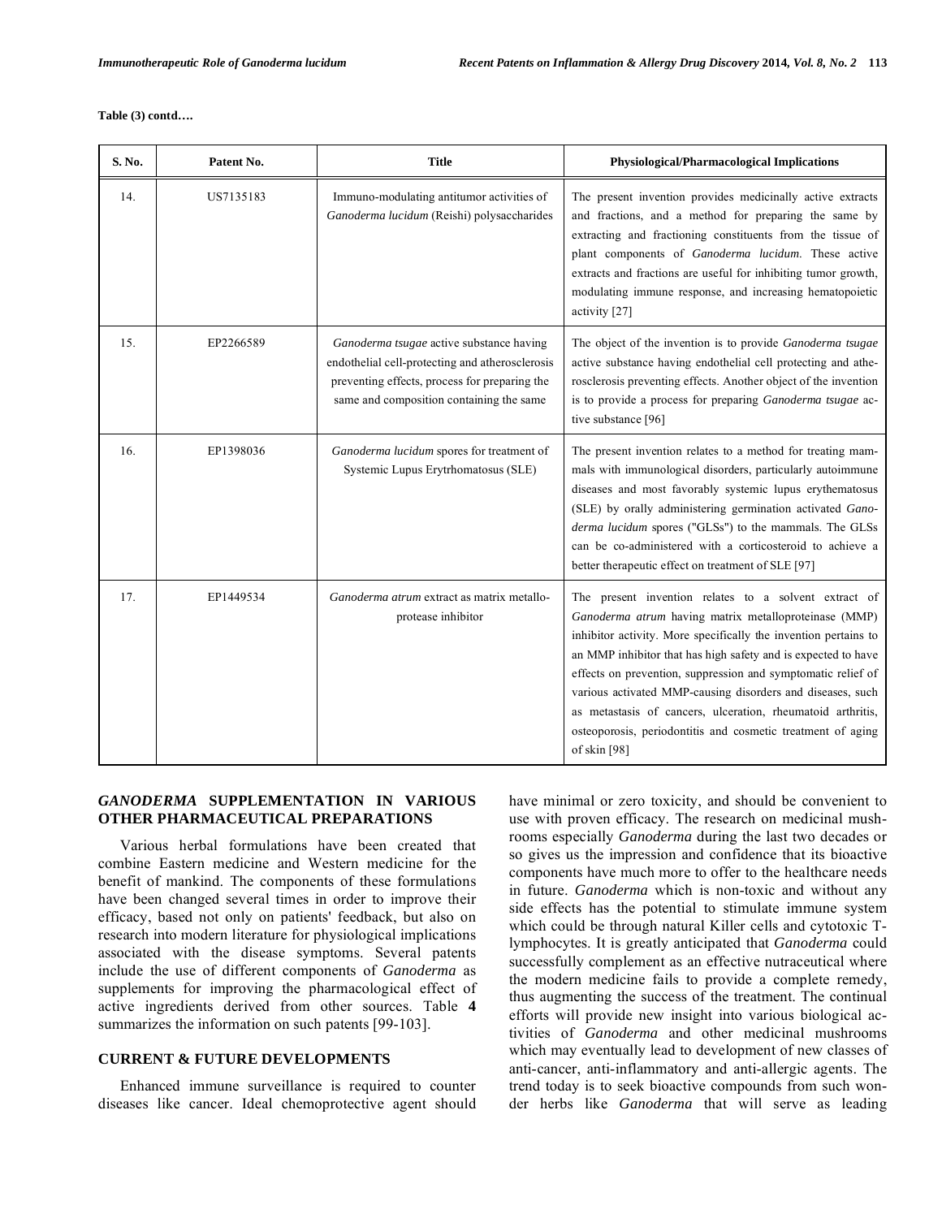**Table (3) contd….**

| S. No. | Patent No. | Title | Physiological/Pharmacological Implications |
|---|---|---|---|
| 14. | US7135183 | Immuno-modulating antitumor activities of *Ganoderma lucidum* (Reishi) polysaccharides | The present invention provides medicinally active extracts and fractions, and a method for preparing the same by extracting and fractioning constituents from the tissue of plant components of *Ganoderma lucidum*. These active extracts and fractions are useful for inhibiting tumor growth, modulating immune response, and increasing hematopoietic activity [27] |
| 15. | EP2266589 | *Ganoderma tsugae* active substance having endothelial cell-protecting and atherosclerosis preventing effects, process for preparing the same and composition containing the same | The object of the invention is to provide *Ganoderma tsugae* active substance having endothelial cell protecting and atherosclerosis preventing effects. Another object of the invention is to provide a process for preparing *Ganoderma tsugae* active substance [96] |
| 16. | EP1398036 | *Ganoderma lucidum* spores for treatment of Systemic Lupus Erytrhomatosus (SLE) | The present invention relates to a method for treating mammals with immunological disorders, particularly autoimmune diseases and most favorably systemic lupus erythematosus (SLE) by orally administering germination activated *Ganoderma lucidum* spores ("GLSs") to the mammals. The GLSs can be co-administered with a corticosteroid to achieve a better therapeutic effect on treatment of SLE [97] |
| 17. | EP1449534 | *Ganoderma atrum* extract as matrix metalloprotease inhibitor | The present invention relates to a solvent extract of *Ganoderma atrum* having matrix metalloproteinase (MMP) inhibitor activity. More specifically the invention pertains to an MMP inhibitor that has high safety and is expected to have effects on prevention, suppression and symptomatic relief of various activated MMP-causing disorders and diseases, such as metastasis of cancers, ulceration, rheumatoid arthritis, osteoporosis, periodontitis and cosmetic treatment of aging of skin [98] |

## *GANODERMA* SUPPLEMENTATION IN VARIOUS OTHER PHARMACEUTICAL PREPARATIONS

Various herbal formulations have been created that combine Eastern medicine and Western medicine for the benefit of mankind. The components of these formulations have been changed several times in order to improve their efficacy, based not only on patients' feedback, but also on research into modern literature for physiological implications associated with the disease symptoms. Several patents include the use of different components of *Ganoderma* as supplements for improving the pharmacological effect of active ingredients derived from other sources. Table **4** summarizes the information on such patents [99-103].

## CURRENT & FUTURE DEVELOPMENTS

Enhanced immune surveillance is required to counter diseases like cancer. Ideal chemoprotective agent should have minimal or zero toxicity, and should be convenient to use with proven efficacy. The research on medicinal mushrooms especially *Ganoderma* during the last two decades or so gives us the impression and confidence that its bioactive components have much more to offer to the healthcare needs in future. *Ganoderma* which is non-toxic and without any side effects has the potential to stimulate immune system which could be through natural Killer cells and cytotoxic T-lymphocytes. It is greatly anticipated that *Ganoderma* could successfully complement as an effective nutraceutical where the modern medicine fails to provide a complete remedy, thus augmenting the success of the treatment. The continual efforts will provide new insight into various biological activities of *Ganoderma* and other medicinal mushrooms which may eventually lead to development of new classes of anti-cancer, anti-inflammatory and anti-allergic agents. The trend today is to seek bioactive compounds from such wonder herbs like *Ganoderma* that will serve as leading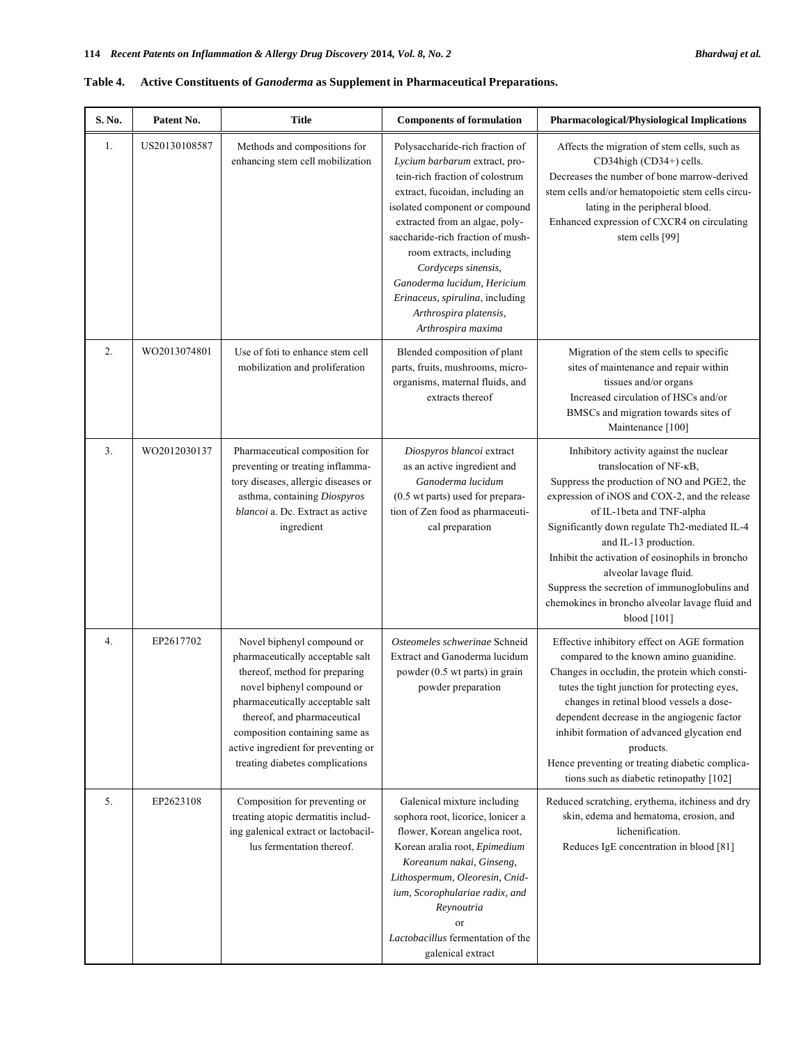**Table 4. Active Constituents of *Ganoderma* as Supplement in Pharmaceutical Preparations.**

| S. No. | Patent No. | Title | Components of formulation | Pharmacological/Physiological Implications |
|---|---|---|---|---|
| 1. | US20130108587 | Methods and compositions for enhancing stem cell mobilization | Polysaccharide-rich fraction of *Lycium barbarum* extract, protein-rich fraction of colostrum extract, fucoidan, including an isolated component or compound extracted from an algae, polysaccharide-rich fraction of mushroom extracts, including *Cordyceps sinensis, Ganoderma lucidum, Hericium Erinaceus, spirulina*, including *Arthrospira platensis, Arthrospira maxima* | Affects the migration of stem cells, such as CD34high (CD34+) cells. Decreases the number of bone marrow-derived stem cells and/or hematopoietic stem cells circulating in the peripheral blood. Enhanced expression of CXCR4 on circulating stem cells [99] |
| 2. | WO2013074801 | Use of foti to enhance stem cell mobilization and proliferation | Blended composition of plant parts, fruits, mushrooms, microorganisms, maternal fluids, and extracts thereof | Migration of the stem cells to specific sites of maintenance and repair within tissues and/or organs Increased circulation of HSCs and/or BMSCs and migration towards sites of Maintenance [100] |
| 3. | WO2012030137 | Pharmaceutical composition for preventing or treating inflammatory diseases, allergic diseases or asthma, containing *Diospyros blancoi* a. Dc. Extract as active ingredient | *Diospyros blancoi* extract as an active ingredient and *Ganoderma lucidum* (0.5 wt parts) used for preparation of Zen food as pharmaceutical preparation | Inhibitory activity against the nuclear translocation of NF-κB, Suppress the production of NO and PGE2, the expression of iNOS and COX-2, and the release of IL-1beta and TNF-alpha Significantly down regulate Th2-mediated IL-4 and IL-13 production. Inhibit the activation of eosinophils in broncho alveolar lavage fluid. Suppress the secretion of immunoglobulins and chemokines in broncho alveolar lavage fluid and blood [101] |
| 4. | EP2617702 | Novel biphenyl compound or pharmaceutically acceptable salt thereof, method for preparing novel biphenyl compound or pharmaceutically acceptable salt thereof, and pharmaceutical composition containing same as active ingredient for preventing or treating diabetes complications | *Osteomeles schwerinae* Schneid Extract and Ganoderma lucidum powder (0.5 wt parts) in grain powder preparation | Effective inhibitory effect on AGE formation compared to the known amino guanidine. Changes in occludin, the protein which constitutes the tight junction for protecting eyes, changes in retinal blood vessels a dose-dependent decrease in the angiogenic factor inhibit formation of advanced glycation end products. Hence preventing or treating diabetic complications such as diabetic retinopathy [102] |
| 5. | EP2623108 | Composition for preventing or treating atopic dermatitis including galenical extract or lactobacillus fermentation thereof. | Galenical mixture including sophora root, licorice, lonicer a flower, Korean angelica root, Korean aralia root, *Epimedium Koreanum nakai, Ginseng, Lithospermum, Oleoresin, Cnidium, Scorophulariae radix, and Reynoutria* or *Lactobacillus* fermentation of the galenical extract | Reduced scratching, erythema, itchiness and dry skin, edema and hematoma, erosion, and lichenification. Reduces IgE concentration in blood [81] |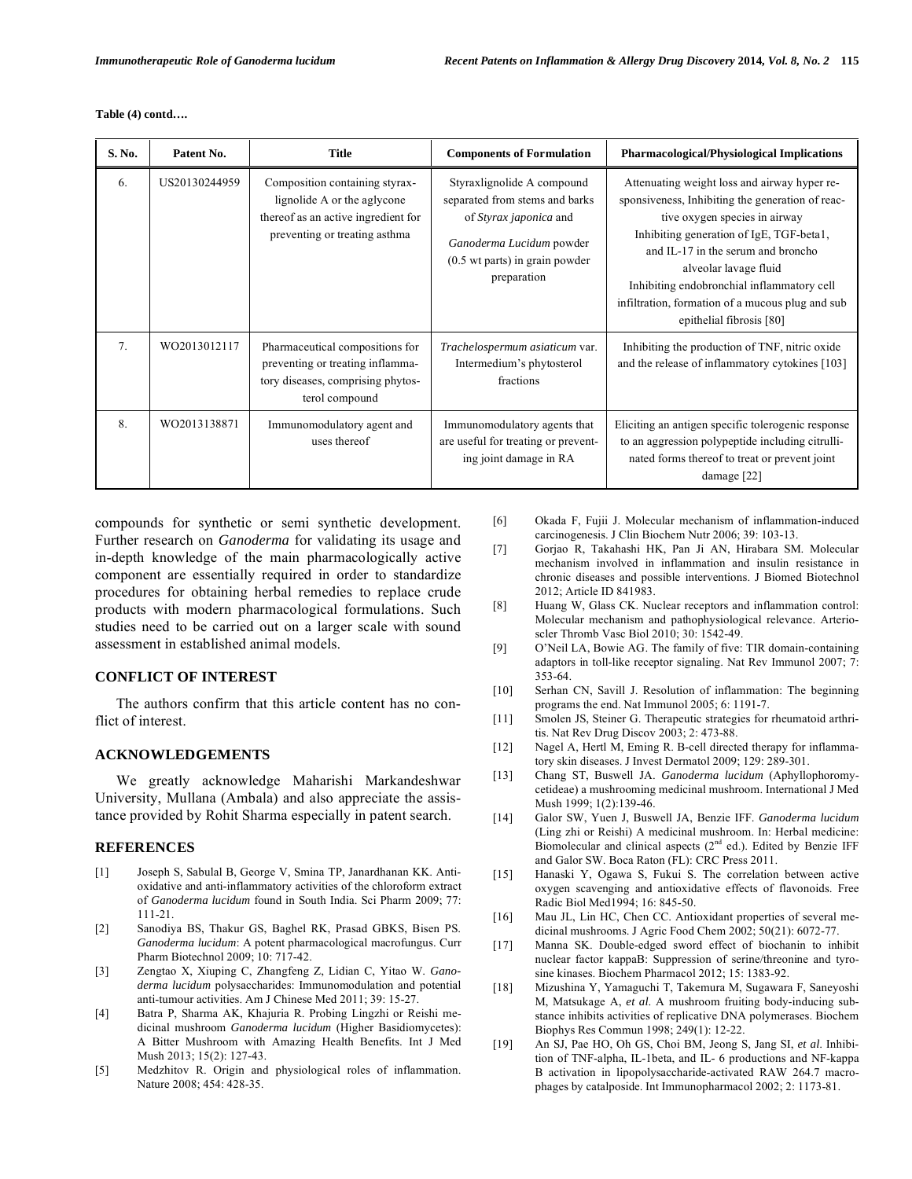**Table (4) contd….**

| S. No. | Patent No. | Title | Components of Formulation | Pharmacological/Physiological Implications |
|---|---|---|---|---|
| 6. | US20130244959 | Composition containing styrax-lignolide A or the aglycone thereof as an active ingredient for preventing or treating asthma | Styraxlignolide A compound separated from stems and barks of *Styrax japonica* and *Ganoderma Lucidum* powder (0.5 wt parts) in grain powder preparation | Attenuating weight loss and airway hyper responsiveness, Inhibiting the generation of reactive oxygen species in airway Inhibiting generation of IgE, TGF-beta1, and IL-17 in the serum and broncho alveolar lavage fluid Inhibiting endobronchial inflammatory cell infiltration, formation of a mucous plug and sub epithelial fibrosis [80] |
| 7. | WO2013012117 | Pharmaceutical compositions for preventing or treating inflammatory diseases, comprising phytosterol compound | *Trachelospermum asiaticum* var. Intermedium's phytosterol fractions | Inhibiting the production of TNF, nitric oxide and the release of inflammatory cytokines [103] |
| 8. | WO2013138871 | Immunomodulatory agent and uses thereof | Immunomodulatory agents that are useful for treating or preventing joint damage in RA | Eliciting an antigen specific tolerogenic response to an aggression polypeptide including citrullinated forms thereof to treat or prevent joint damage [22] |

compounds for synthetic or semi synthetic development. Further research on *Ganoderma* for validating its usage and in-depth knowledge of the main pharmacologically active component are essentially required in order to standardize procedures for obtaining herbal remedies to replace crude products with modern pharmacological formulations. Such studies need to be carried out on a larger scale with sound assessment in established animal models.

## CONFLICT OF INTEREST

The authors confirm that this article content has no conflict of interest.

## ACKNOWLEDGEMENTS

We greatly acknowledge Maharishi Markandeshwar University, Mullana (Ambala) and also appreciate the assistance provided by Rohit Sharma especially in patent search.

## REFERENCES

[1] Joseph S, Sabulal B, George V, Smina TP, Janardhanan KK. Antioxidative and anti-inflammatory activities of the chloroform extract of *Ganoderma lucidum* found in South India. Sci Pharm 2009; 77: 111-21.

[2] Sanodiya BS, Thakur GS, Baghel RK, Prasad GBKS, Bisen PS. *Ganoderma lucidum*: A potent pharmacological macrofungus. Curr Pharm Biotechnol 2009; 10: 717-42.

[3] Zengtao X, Xiuping C, Zhangfeng Z, Lidian C, Yitao W. *Ganoderma lucidum* polysaccharides: Immunomodulation and potential anti-tumour activities. Am J Chinese Med 2011; 39: 15-27.

[4] Batra P, Sharma AK, Khajuria R. Probing Lingzhi or Reishi medicinal mushroom *Ganoderma lucidum* (Higher Basidiomycetes): A Bitter Mushroom with Amazing Health Benefits. Int J Med Mush 2013; 15(2): 127-43.

[5] Medzhitov R. Origin and physiological roles of inflammation. Nature 2008; 454: 428-35.

[6] Okada F, Fujii J. Molecular mechanism of inflammation-induced carcinogenesis. J Clin Biochem Nutr 2006; 39: 103-13.

[7] Gorjao R, Takahashi HK, Pan Ji AN, Hirabara SM. Molecular mechanism involved in inflammation and insulin resistance in chronic diseases and possible interventions. J Biomed Biotechnol 2012; Article ID 841983.

[8] Huang W, Glass CK. Nuclear receptors and inflammation control: Molecular mechanism and pathophysiological relevance. Arterioscler Thromb Vasc Biol 2010; 30: 1542-49.

[9] O'Neil LA, Bowie AG. The family of five: TIR domain-containing adaptors in toll-like receptor signaling. Nat Rev Immunol 2007; 7: 353-64.

[10] Serhan CN, Savill J. Resolution of inflammation: The beginning programs the end. Nat Immunol 2005; 6: 1191-7.

[11] Smolen JS, Steiner G. Therapeutic strategies for rheumatoid arthritis. Nat Rev Drug Discov 2003; 2: 473-88.

[12] Nagel A, Hertl M, Eming R. B-cell directed therapy for inflammatory skin diseases. J Invest Dermatol 2009; 129: 289-301.

[13] Chang ST, Buswell JA. *Ganoderma lucidum* (Aphyllophoromycetideae) a mushrooming medicinal mushroom. International J Med Mush 1999; 1(2):139-46.

[14] Galor SW, Yuen J, Buswell JA, Benzie IFF. *Ganoderma lucidum* (Ling zhi or Reishi) A medicinal mushroom. In: Herbal medicine: Biomolecular and clinical aspects (2nd ed.). Edited by Benzie IFF and Galor SW. Boca Raton (FL): CRC Press 2011.

[15] Hanaski Y, Ogawa S, Fukui S. The correlation between active oxygen scavenging and antioxidative effects of flavonoids. Free Radic Biol Med1994; 16: 845-50.

[16] Mau JL, Lin HC, Chen CC. Antioxidant properties of several medicinal mushrooms. J Agric Food Chem 2002; 50(21): 6072-77.

[17] Manna SK. Double-edged sword effect of biochanin to inhibit nuclear factor kappaB: Suppression of serine/threonine and tyrosine kinases. Biochem Pharmacol 2012; 15: 1383-92.

[18] Mizushina Y, Yamaguchi T, Takemura M, Sugawara F, Saneyoshi M, Matsukage A, *et al*. A mushroom fruiting body-inducing substance inhibits activities of replicative DNA polymerases. Biochem Biophys Res Commun 1998; 249(1): 12-22.

[19] An SJ, Pae HO, Oh GS, Choi BM, Jeong S, Jang SI, *et al*. Inhibition of TNF-alpha, IL-1beta, and IL- 6 productions and NF-kappa B activation in lipopolysaccharide-activated RAW 264.7 macrophages by catalposide. Int Immunopharmacol 2002; 2: 1173-81.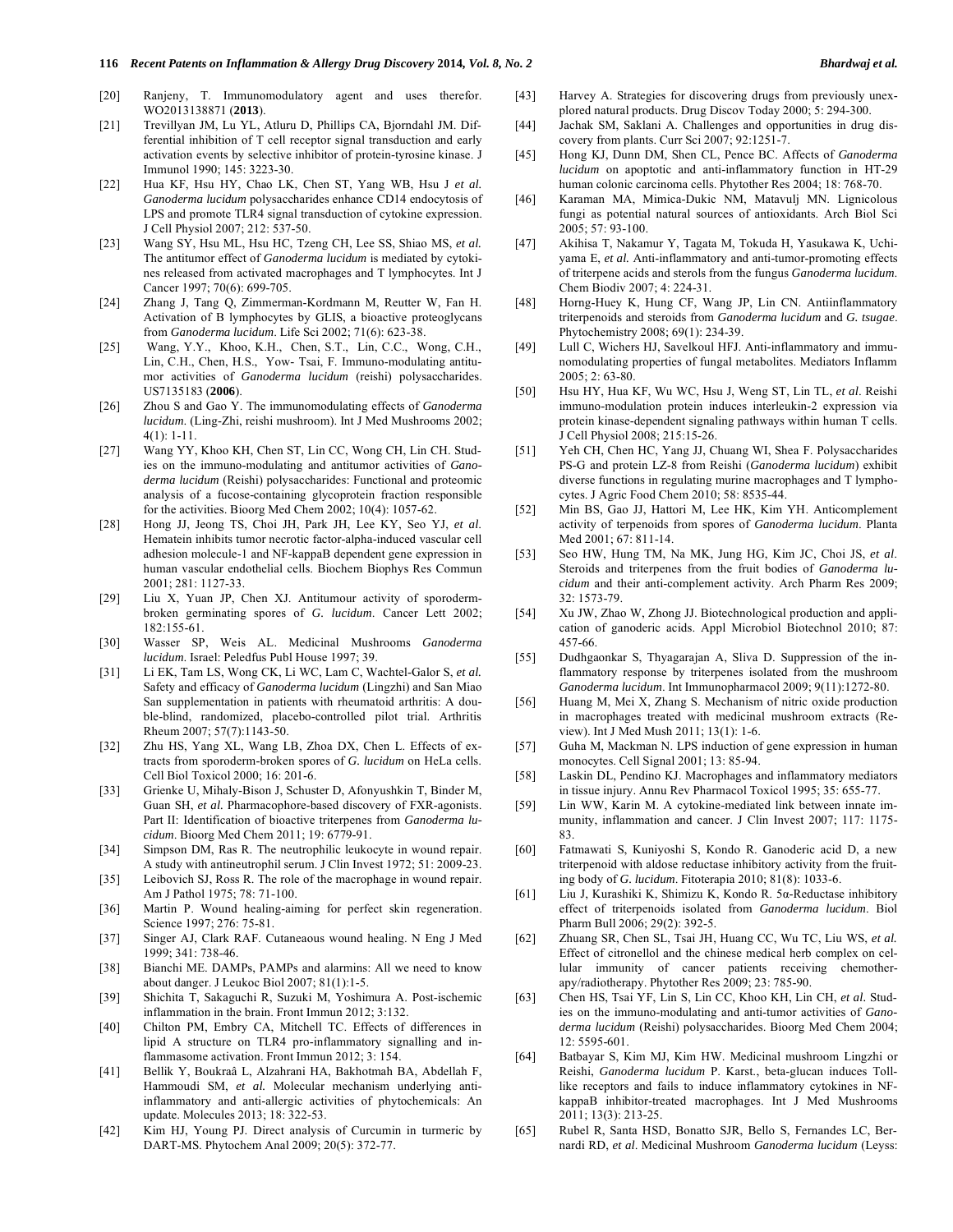[20] Ranjeny, T. Immunomodulatory agent and uses therefor. WO2013138871 (**2013**).

[21] Trevillyan JM, Lu YL, Atluru D, Phillips CA, Bjorndahl JM. Differential inhibition of T cell receptor signal transduction and early activation events by selective inhibitor of protein-tyrosine kinase. J Immunol 1990; 145: 3223-30.

[22] Hua KF, Hsu HY, Chao LK, Chen ST, Yang WB, Hsu J *et al.* *Ganoderma lucidum* polysaccharides enhance CD14 endocytosis of LPS and promote TLR4 signal transduction of cytokine expression. J Cell Physiol 2007; 212: 537-50.

[23] Wang SY, Hsu ML, Hsu HC, Tzeng CH, Lee SS, Shiao MS, *et al.* The antitumor effect of *Ganoderma lucidum* is mediated by cytokines released from activated macrophages and T lymphocytes. Int J Cancer 1997; 70(6): 699-705.

[24] Zhang J, Tang Q, Zimmerman-Kordmann M, Reutter W, Fan H. Activation of B lymphocytes by GLIS, a bioactive proteoglycans from *Ganoderma lucidum*. Life Sci 2002; 71(6): 623-38.

[25] Wang, Y.Y., Khoo, K.H., Chen, S.T., Lin, C.C., Wong, C.H., Lin, C.H., Chen, H.S., Yow- Tsai, F. Immuno-modulating antitumor activities of *Ganoderma lucidum* (reishi) polysaccharides. US7135183 (**2006**).

[26] Zhou S and Gao Y. The immunomodulating effects of *Ganoderma lucidum*. (Ling-Zhi, reishi mushroom). Int J Med Mushrooms 2002; 4(1): 1-11.

[27] Wang YY, Khoo KH, Chen ST, Lin CC, Wong CH, Lin CH. Studies on the immuno-modulating and antitumor activities of *Ganoderma lucidum* (Reishi) polysaccharides: Functional and proteomic analysis of a fucose-containing glycoprotein fraction responsible for the activities. Bioorg Med Chem 2002; 10(4): 1057-62.

[28] Hong JJ, Jeong TS, Choi JH, Park JH, Lee KY, Seo YJ, *et al.* Hematein inhibits tumor necrotic factor-alpha-induced vascular cell adhesion molecule-1 and NF-kappaB dependent gene expression in human vascular endothelial cells. Biochem Biophys Res Commun 2001; 281: 1127-33.

[29] Liu X, Yuan JP, Chen XJ. Antitumour activity of sporoderm-broken germinating spores of *G. lucidum*. Cancer Lett 2002; 182:155-61.

[30] Wasser SP, Weis AL. Medicinal Mushrooms *Ganoderma lucidum*. Israel: Peledfus Publ House 1997; 39.

[31] Li EK, Tam LS, Wong CK, Li WC, Lam C, Wachtel-Galor S, *et al.* Safety and efficacy of *Ganoderma lucidum* (Lingzhi) and San Miao San supplementation in patients with rheumatoid arthritis: A double-blind, randomized, placebo-controlled pilot trial. Arthritis Rheum 2007; 57(7):1143-50.

[32] Zhu HS, Yang XL, Wang LB, Zhoa DX, Chen L. Effects of extracts from sporoderm-broken spores of *G. lucidum* on HeLa cells. Cell Biol Toxicol 2000; 16: 201-6.

[33] Grienke U, Mihaly-Bison J, Schuster D, Afonyushkin T, Binder M, Guan SH, *et al.* Pharmacophore-based discovery of FXR-agonists. Part II: Identification of bioactive triterpenes from *Ganoderma lucidum*. Bioorg Med Chem 2011; 19: 6779-91.

[34] Simpson DM, Ras R. The neutrophilic leukocyte in wound repair. A study with antineutrophil serum. J Clin Invest 1972; 51: 2009-23.

[35] Leibovich SJ, Ross R. The role of the macrophage in wound repair. Am J Pathol 1975; 78: 71-100.

[36] Martin P. Wound healing-aiming for perfect skin regeneration. Science 1997; 276: 75-81.

[37] Singer AJ, Clark RAF. Cutaneaous wound healing. N Eng J Med 1999; 341: 738-46.

[38] Bianchi ME. DAMPs, PAMPs and alarmins: All we need to know about danger. J Leukoc Biol 2007; 81(1):1-5.

[39] Shichita T, Sakaguchi R, Suzuki M, Yoshimura A. Post-ischemic inflammation in the brain. Front Immun 2012; 3:132.

[40] Chilton PM, Embry CA, Mitchell TC. Effects of differences in lipid A structure on TLR4 pro-inflammatory signalling and inflammasome activation. Front Immun 2012; 3: 154.

[41] Bellik Y, Boukraâ L, Alzahrani HA, Bakhotmah BA, Abdellah F, Hammoudi SM, *et al.* Molecular mechanism underlying anti-inflammatory and anti-allergic activities of phytochemicals: An update. Molecules 2013; 18: 322-53.

[42] Kim HJ, Young PJ. Direct analysis of Curcumin in turmeric by DART-MS. Phytochem Anal 2009; 20(5): 372-77.

[43] Harvey A. Strategies for discovering drugs from previously unexplored natural products. Drug Discov Today 2000; 5: 294-300.

[44] Jachak SM, Saklani A. Challenges and opportunities in drug discovery from plants. Curr Sci 2007; 92:1251-7.

[45] Hong KJ, Dunn DM, Shen CL, Pence BC. Affects of *Ganoderma lucidum* on apoptotic and anti-inflammatory function in HT-29 human colonic carcinoma cells. Phytother Res 2004; 18: 768-70.

[46] Karaman MA, Mimica-Dukic NM, Matavulj MN. Lignicolous fungi as potential natural sources of antioxidants. Arch Biol Sci 2005; 57: 93-100.

[47] Akihisa T, Nakamur Y, Tagata M, Tokuda H, Yasukawa K, Uchiyama E, *et al.* Anti-inflammatory and anti-tumor-promoting effects of triterpene acids and sterols from the fungus *Ganoderma lucidum*. Chem Biodiv 2007; 4: 224-31.

[48] Horng-Huey K, Hung CF, Wang JP, Lin CN. Antiinflammatory triterpenoids and steroids from *Ganoderma lucidum* and *G. tsugae*. Phytochemistry 2008; 69(1): 234-39.

[49] Lull C, Wichers HJ, Savelkoul HFJ. Anti-inflammatory and immunomodulating properties of fungal metabolites. Mediators Inflamm 2005; 2: 63-80.

[50] Hsu HY, Hua KF, Wu WC, Hsu J, Weng ST, Lin TL, *et al*. Reishi immuno-modulation protein induces interleukin-2 expression via protein kinase-dependent signaling pathways within human T cells. J Cell Physiol 2008; 215:15-26.

[51] Yeh CH, Chen HC, Yang JJ, Chuang WI, Shea F. Polysaccharides PS-G and protein LZ-8 from Reishi (*Ganoderma lucidum*) exhibit diverse functions in regulating murine macrophages and T lymphocytes. J Agric Food Chem 2010; 58: 8535-44.

[52] Min BS, Gao JJ, Hattori M, Lee HK, Kim YH. Anticomplement activity of terpenoids from spores of *Ganoderma lucidum*. Planta Med 2001; 67: 811-14.

[53] Seo HW, Hung TM, Na MK, Jung HG, Kim JC, Choi JS, *et al*. Steroids and triterpenes from the fruit bodies of *Ganoderma lucidum* and their anti-complement activity. Arch Pharm Res 2009; 32: 1573-79.

[54] Xu JW, Zhao W, Zhong JJ. Biotechnological production and application of ganoderic acids. Appl Microbiol Biotechnol 2010; 87: 457-66.

[55] Dudhgaonkar S, Thyagarajan A, Sliva D. Suppression of the inflammatory response by triterpenes isolated from the mushroom *Ganoderma lucidum*. Int Immunopharmacol 2009; 9(11):1272-80.

[56] Huang M, Mei X, Zhang S. Mechanism of nitric oxide production in macrophages treated with medicinal mushroom extracts (Review). Int J Med Mush 2011; 13(1): 1-6.

[57] Guha M, Mackman N. LPS induction of gene expression in human monocytes. Cell Signal 2001; 13: 85-94.

[58] Laskin DL, Pendino KJ. Macrophages and inflammatory mediators in tissue injury. Annu Rev Pharmacol Toxicol 1995; 35: 655-77.

[59] Lin WW, Karin M. A cytokine-mediated link between innate immunity, inflammation and cancer. J Clin Invest 2007; 117: 1175-83.

[60] Fatmawati S, Kuniyoshi S, Kondo R. Ganoderic acid D, a new triterpenoid with aldose reductase inhibitory activity from the fruiting body of *G. lucidum*. Fitoterapia 2010; 81(8): 1033-6.

[61] Liu J, Kurashiki K, Shimizu K, Kondo R. 5α-Reductase inhibitory effect of triterpenoids isolated from *Ganoderma lucidum*. Biol Pharm Bull 2006; 29(2): 392-5.

[62] Zhuang SR, Chen SL, Tsai JH, Huang CC, Wu TC, Liu WS, *et al.* Effect of citronellol and the chinese medical herb complex on cellular immunity of cancer patients receiving chemotherapy/radiotherapy. Phytother Res 2009; 23: 785-90.

[63] Chen HS, Tsai YF, Lin S, Lin CC, Khoo KH, Lin CH, *et al.* Studies on the immuno-modulating and anti-tumor activities of *Ganoderma lucidum* (Reishi) polysaccharides. Bioorg Med Chem 2004; 12: 5595-601.

[64] Batbayar S, Kim MJ, Kim HW. Medicinal mushroom Lingzhi or Reishi, *Ganoderma lucidum* P. Karst., beta-glucan induces Toll-like receptors and fails to induce inflammatory cytokines in NF-kappaB inhibitor-treated macrophages. Int J Med Mushrooms 2011; 13(3): 213-25.

[65] Rubel R, Santa HSD, Bonatto SJR, Bello S, Fernandes LC, Bernardi RD, *et al*. Medicinal Mushroom *Ganoderma lucidum* (Leyss: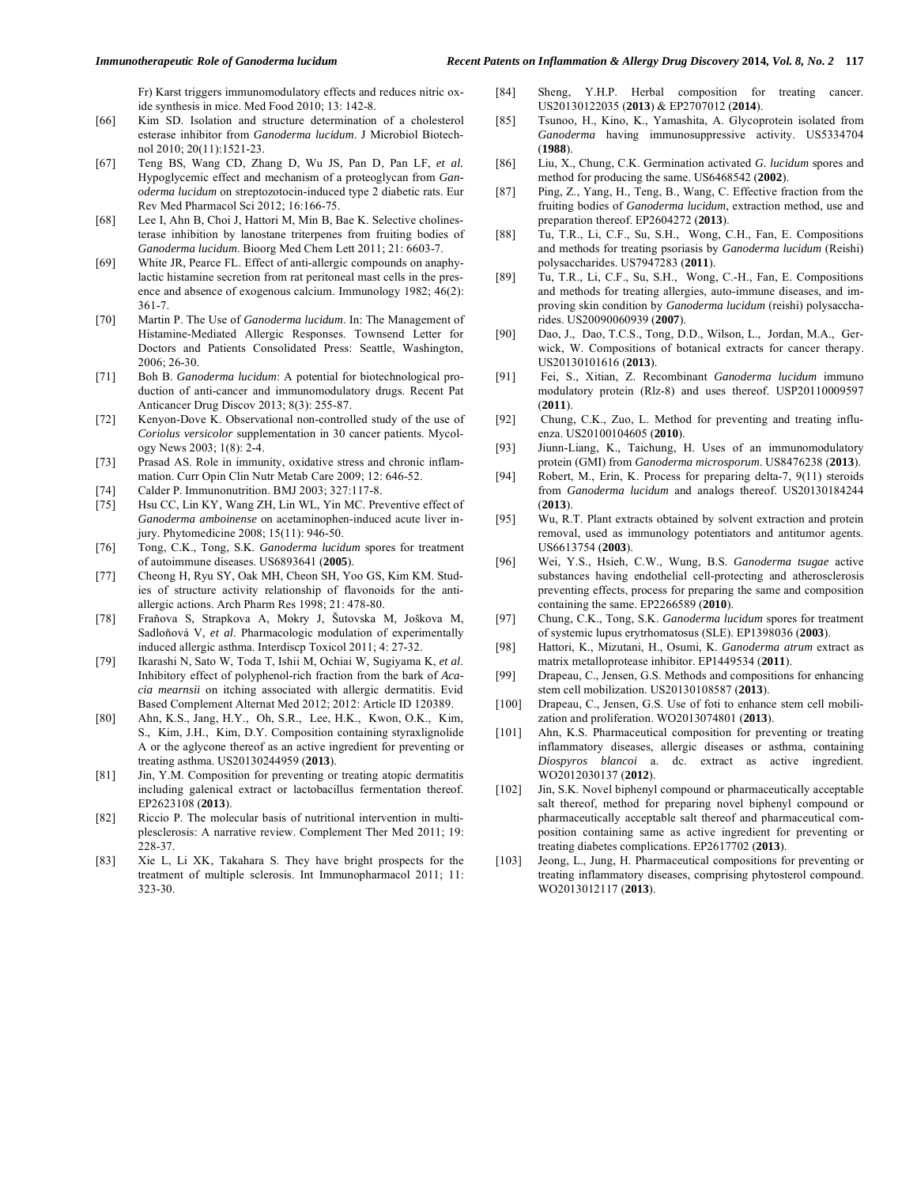Fr) Karst triggers immunomodulatory effects and reduces nitric oxide synthesis in mice. Med Food 2010; 13: 142-8.

[66] Kim SD. Isolation and structure determination of a cholesterol esterase inhibitor from *Ganoderma lucidum*. J Microbiol Biotechnol 2010; 20(11):1521-23.

[67] Teng BS, Wang CD, Zhang D, Wu JS, Pan D, Pan LF, *et al.* Hypoglycemic effect and mechanism of a proteoglycan from *Ganoderma lucidum* on streptozotocin-induced type 2 diabetic rats. Eur Rev Med Pharmacol Sci 2012; 16:166-75.

[68] Lee I, Ahn B, Choi J, Hattori M, Min B, Bae K. Selective cholinesterase inhibition by lanostane triterpenes from fruiting bodies of *Ganoderma lucidum*. Bioorg Med Chem Lett 2011; 21: 6603-7.

[69] White JR, Pearce FL. Effect of anti-allergic compounds on anaphylactic histamine secretion from rat peritoneal mast cells in the presence and absence of exogenous calcium. Immunology 1982; 46(2): 361-7.

[70] Martin P. The Use of *Ganoderma lucidum*. In: The Management of Histamine-Mediated Allergic Responses. Townsend Letter for Doctors and Patients Consolidated Press: Seattle, Washington, 2006; 26-30.

[71] Boh B. *Ganoderma lucidum*: A potential for biotechnological production of anti-cancer and immunomodulatory drugs. Recent Pat Anticancer Drug Discov 2013; 8(3): 255-87.

[72] Kenyon-Dove K. Observational non-controlled study of the use of *Coriolus versicolor* supplementation in 30 cancer patients. Mycology News 2003; 1(8): 2-4.

[73] Prasad AS. Role in immunity, oxidative stress and chronic inflammation. Curr Opin Clin Nutr Metab Care 2009; 12: 646-52.

[74] Calder P. Immunonutrition. BMJ 2003; 327:117-8.

[75] Hsu CC, Lin KY, Wang ZH, Lin WL, Yin MC. Preventive effect of *Ganoderma amboinense* on acetaminophen-induced acute liver injury. Phytomedicine 2008; 15(11): 946-50.

[76] Tong, C.K., Tong, S.K. *Ganoderma lucidum* spores for treatment of autoimmune diseases. US6893641 (**2005**).

[77] Cheong H, Ryu SY, Oak MH, Cheon SH, Yoo GS, Kim KM. Studies of structure activity relationship of flavonoids for the anti-allergic actions. Arch Pharm Res 1998; 21: 478-80.

[78] Fraňova S, Strapkova A, Mokry J, Šutovska M, Joškova M, Sadloňová V, *et al*. Pharmacologic modulation of experimentally induced allergic asthma. Interdiscp Toxicol 2011; 4: 27-32.

[79] Ikarashi N, Sato W, Toda T, Ishii M, Ochiai W, Sugiyama K, *et al*. Inhibitory effect of polyphenol-rich fraction from the bark of *Acacia mearnsii* on itching associated with allergic dermatitis. Evid Based Complement Alternat Med 2012; 2012: Article ID 120389.

[80] Ahn, K.S., Jang, H.Y., Oh, S.R., Lee, H.K., Kwon, O.K., Kim, S., Kim, J.H., Kim, D.Y. Composition containing styraxlignolide A or the aglycone thereof as an active ingredient for preventing or treating asthma. US20130244959 (**2013**).

[81] Jin, Y.M. Composition for preventing or treating atopic dermatitis including galenical extract or lactobacillus fermentation thereof. EP2623108 (**2013**).

[82] Riccio P. The molecular basis of nutritional intervention in multiplesclerosis: A narrative review. Complement Ther Med 2011; 19: 228-37.

[83] Xie L, Li XK, Takahara S. They have bright prospects for the treatment of multiple sclerosis. Int Immunopharmacol 2011; 11: 323-30.

[84] Sheng, Y.H.P. Herbal composition for treating cancer. US20130122035 (**2013**) & EP2707012 (**2014**).

[85] Tsunoo, H., Kino, K., Yamashita, A. Glycoprotein isolated from *Ganoderma* having immunosuppressive activity. US5334704 (**1988**).

[86] Liu, X., Chung, C.K. Germination activated *G. lucidum* spores and method for producing the same. US6468542 (**2002**).

[87] Ping, Z., Yang, H., Teng, B., Wang, C. Effective fraction from the fruiting bodies of *Ganoderma lucidum*, extraction method, use and preparation thereof. EP2604272 (**2013**).

[88] Tu, T.R., Li, C.F., Su, S.H., Wong, C.H., Fan, E. Compositions and methods for treating psoriasis by *Ganoderma lucidum* (Reishi) polysaccharides. US7947283 (**2011**).

[89] Tu, T.R., Li, C.F., Su, S.H., Wong, C.-H., Fan, E. Compositions and methods for treating allergies, auto-immune diseases, and improving skin condition by *Ganoderma lucidum* (reishi) polysaccharides. US20090060939 (**2007**).

[90] Dao, J., Dao, T.C.S., Tong, D.D., Wilson, L., Jordan, M.A., Gerwick, W. Compositions of botanical extracts for cancer therapy. US20130101616 (**2013**).

[91] Fei, S., Xitian, Z. Recombinant *Ganoderma lucidum* immuno modulatory protein (Rlz-8) and uses thereof. USP20110009597 (**2011**).

[92] Chung, C.K., Zuo, L. Method for preventing and treating influenza. US20100104605 (**2010**).

[93] Jiunn-Liang, K., Taichung, H. Uses of an immunomodulatory protein (GMI) from *Ganoderma microsporum*. US8476238 (**2013**).

[94] Robert, M., Erin, K. Process for preparing delta-7, 9(11) steroids from *Ganoderma lucidum* and analogs thereof. US20130184244 (**2013**).

[95] Wu, R.T. Plant extracts obtained by solvent extraction and protein removal, used as immunology potentiators and antitumor agents. US6613754 (**2003**).

[96] Wei, Y.S., Hsieh, C.W., Wung, B.S. *Ganoderma tsugae* active substances having endothelial cell-protecting and atherosclerosis preventing effects, process for preparing the same and composition containing the same. EP2266589 (**2010**).

[97] Chung, C.K., Tong, S.K. *Ganoderma lucidum* spores for treatment of systemic lupus erytrhomatosus (SLE). EP1398036 (**2003**).

[98] Hattori, K., Mizutani, H., Osumi, K. *Ganoderma atrum* extract as matrix metalloprotease inhibitor. EP1449534 (**2011**).

[99] Drapeau, C., Jensen, G.S. Methods and compositions for enhancing stem cell mobilization. US20130108587 (**2013**).

[100] Drapeau, C., Jensen, G.S. Use of foti to enhance stem cell mobilization and proliferation. WO2013074801 (**2013**).

[101] Ahn, K.S. Pharmaceutical composition for preventing or treating inflammatory diseases, allergic diseases or asthma, containing *Diospyros blancoi* a. dc. extract as active ingredient. WO2012030137 (**2012**).

[102] Jin, S.K. Novel biphenyl compound or pharmaceutically acceptable salt thereof, method for preparing novel biphenyl compound or pharmaceutically acceptable salt thereof and pharmaceutical composition containing same as active ingredient for preventing or treating diabetes complications. EP2617702 (**2013**).

[103] Jeong, L., Jung, H. Pharmaceutical compositions for preventing or treating inflammatory diseases, comprising phytosterol compound. WO2013012117 (**2013**).